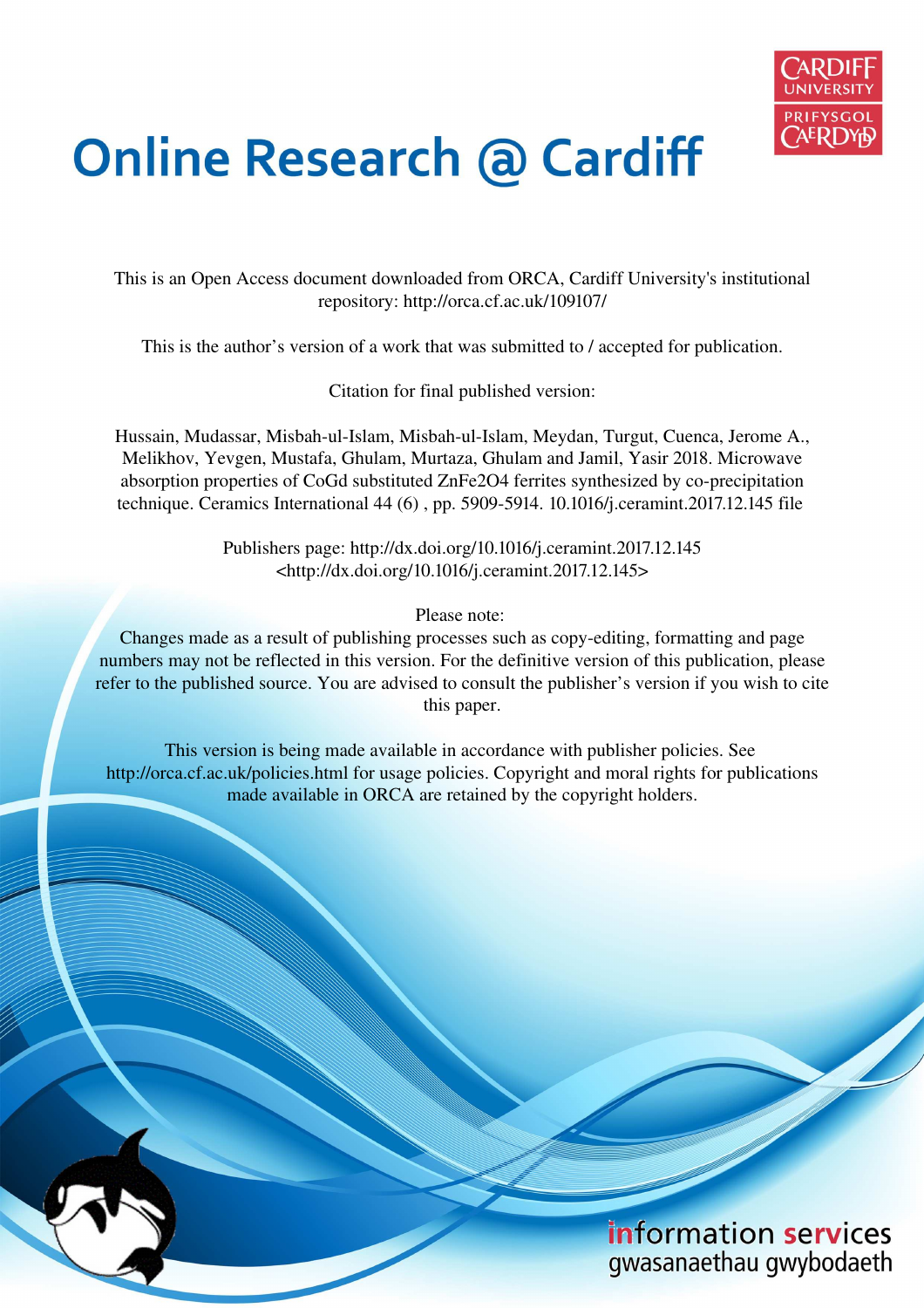# Online Research @ Cardiff

This is an Open Access document downloaded from ORCA, Cardiff University's institutional repository: http://orca.cf.ac.uk/109107/

This is the author's version of a work that was submitted to / accepted for publication.

Citation for final published version:

Hussain, Mudassar, Misbah-ul-Islam, Misbah-ul-Islam, Meydan, Turgut, Cuenca, Jerome A., Melikhov, Yevgen, Mustafa, Ghulam, Murtaza, Ghulam and Jamil, Yasir 2018. Microwave absorption properties of CoGd substituted ZnFe2O4 ferrites synthesized by co-precipitation technique. Ceramics International 44 (6) , pp. 5909-5914. 10.1016/j.ceramint.2017.12.145 file

Publishers page: http://dx.doi.org/10.1016/j.ceramint.2017.12.145 <http://dx.doi.org/10.1016/j.ceramint.2017.12.145>

Please note:
Changes made as a result of publishing processes such as copy-editing, formatting and page numbers may not be reflected in this version. For the definitive version of this publication, please refer to the published source. You are advised to consult the publisher's version if you wish to cite this paper.

This version is being made available in accordance with publisher policies. See http://orca.cf.ac.uk/policies.html for usage policies. Copyright and moral rights for publications made available in ORCA are retained by the copyright holders.

information services
gwasanaethau gwybodaeth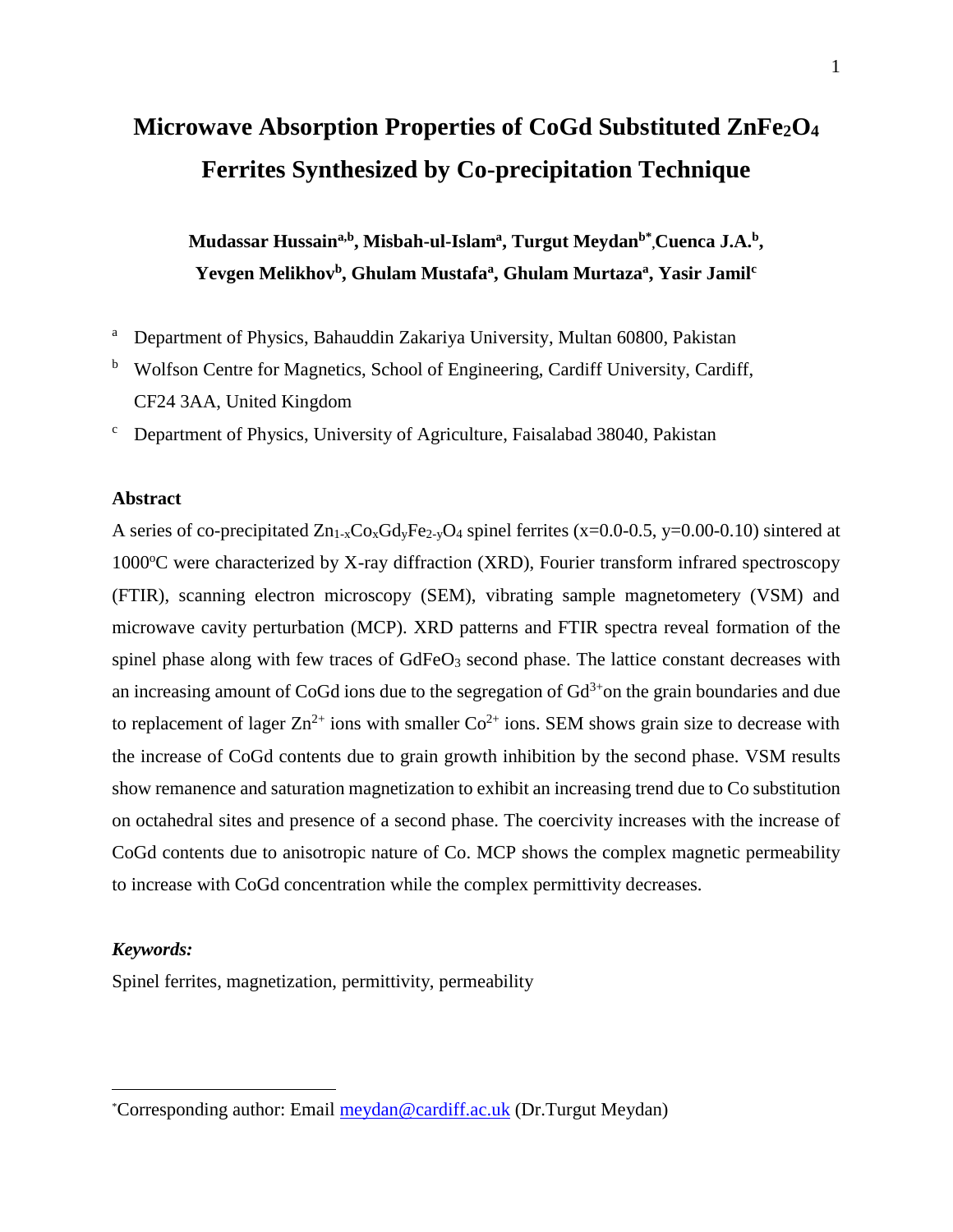# Microwave Absorption Properties of CoGd Substituted $ZnFe_2O_4$ Ferrites Synthesized by Co-precipitation Technique

**Mudassar Hussain[a,b], Misbah-ul-Islam[a], Turgut Meydan[b*], Cuenca J.A.[b], Yevgen Melikhov[b], Ghulam Mustafa[a], Ghulam Murtaza[a], Yasir Jamil[c]**

[a] Department of Physics, Bahauddin Zakariya University, Multan 60800, Pakistan

[b] Wolfson Centre for Magnetics, School of Engineering, Cardiff University, Cardiff, CF24 3AA, United Kingdom

[c] Department of Physics, University of Agriculture, Faisalabad 38040, Pakistan

## Abstract

A series of co-precipitated $Zn_{1-x}Co_xGd_yFe_{2-y}O_4$ spinel ferrites (x=0.0-0.5, y=0.00-0.10) sintered at 1000°C were characterized by X-ray diffraction (XRD), Fourier transform infrared spectroscopy (FTIR), scanning electron microscopy (SEM), vibrating sample magnetometery (VSM) and microwave cavity perturbation (MCP). XRD patterns and FTIR spectra reveal formation of the spinel phase along with few traces of $GdFeO_3$ second phase. The lattice constant decreases with an increasing amount of CoGd ions due to the segregation of $Gd^{3+}$on the grain boundaries and due to replacement of lager $Zn^{2+}$ ions with smaller $Co^{2+}$ ions. SEM shows grain size to decrease with the increase of CoGd contents due to grain growth inhibition by the second phase. VSM results show remanence and saturation magnetization to exhibit an increasing trend due to Co substitution on octahedral sites and presence of a second phase. The coercivity increases with the increase of CoGd contents due to anisotropic nature of Co. MCP shows the complex magnetic permeability to increase with CoGd concentration while the complex permittivity decreases.

***Keywords:***

Spinel ferrites, magnetization, permittivity, permeability

---

*Corresponding author: Email meydan@cardiff.ac.uk (Dr.Turgut Meydan)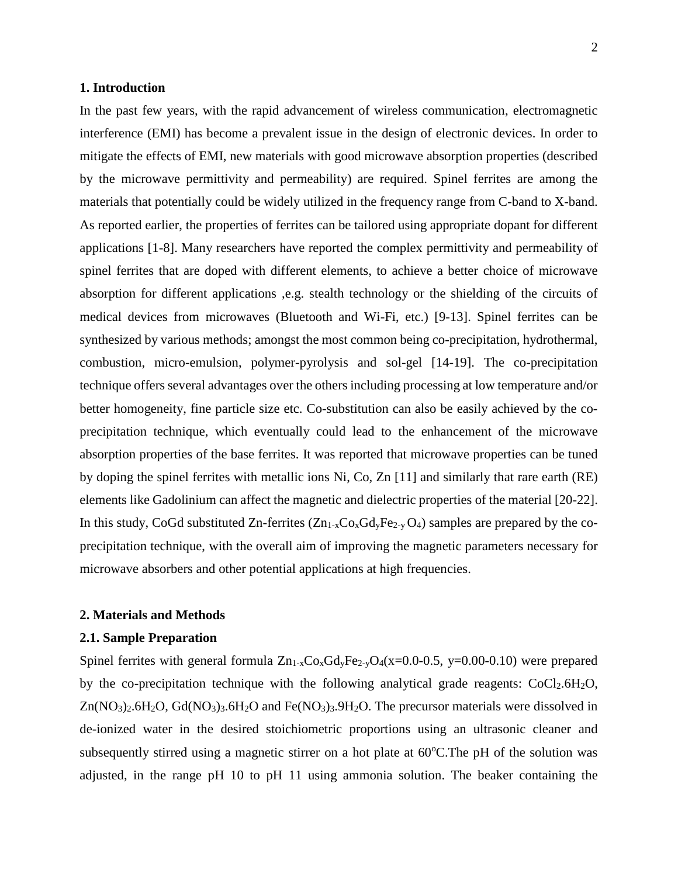## 1. Introduction

In the past few years, with the rapid advancement of wireless communication, electromagnetic interference (EMI) has become a prevalent issue in the design of electronic devices. In order to mitigate the effects of EMI, new materials with good microwave absorption properties (described by the microwave permittivity and permeability) are required. Spinel ferrites are among the materials that potentially could be widely utilized in the frequency range from C-band to X-band. As reported earlier, the properties of ferrites can be tailored using appropriate dopant for different applications [1-8]. Many researchers have reported the complex permittivity and permeability of spinel ferrites that are doped with different elements, to achieve a better choice of microwave absorption for different applications ,e.g. stealth technology or the shielding of the circuits of medical devices from microwaves (Bluetooth and Wi-Fi, etc.) [9-13]. Spinel ferrites can be synthesized by various methods; amongst the most common being co-precipitation, hydrothermal, combustion, micro-emulsion, polymer-pyrolysis and sol-gel [14-19]. The co-precipitation technique offers several advantages over the others including processing at low temperature and/or better homogeneity, fine particle size etc. Co-substitution can also be easily achieved by the co-precipitation technique, which eventually could lead to the enhancement of the microwave absorption properties of the base ferrites. It was reported that microwave properties can be tuned by doping the spinel ferrites with metallic ions Ni, Co, Zn [11] and similarly that rare earth (RE) elements like Gadolinium can affect the magnetic and dielectric properties of the material [20-22]. In this study, CoGd substituted Zn-ferrites ($Zn_{1-x}Co_xGd_yFe_{2-y}O_4$) samples are prepared by the co-precipitation technique, with the overall aim of improving the magnetic parameters necessary for microwave absorbers and other potential applications at high frequencies.

## 2. Materials and Methods

### 2.1. Sample Preparation

Spinel ferrites with general formula $Zn_{1-x}Co_xGd_yFe_{2-y}O_4$($x$=0.0-0.5, $y$=0.00-0.10) were prepared by the co-precipitation technique with the following analytical grade reagents: $CoCl_2.6H_2O$, $Zn(NO_3)_2.6H_2O$, $Gd(NO_3)_3.6H_2O$ and $Fe(NO_3)_3.9H_2O$. The precursor materials were dissolved in de-ionized water in the desired stoichiometric proportions using an ultrasonic cleaner and subsequently stirred using a magnetic stirrer on a hot plate at $60^oC$.The pH of the solution was adjusted, in the range pH 10 to pH 11 using ammonia solution. The beaker containing the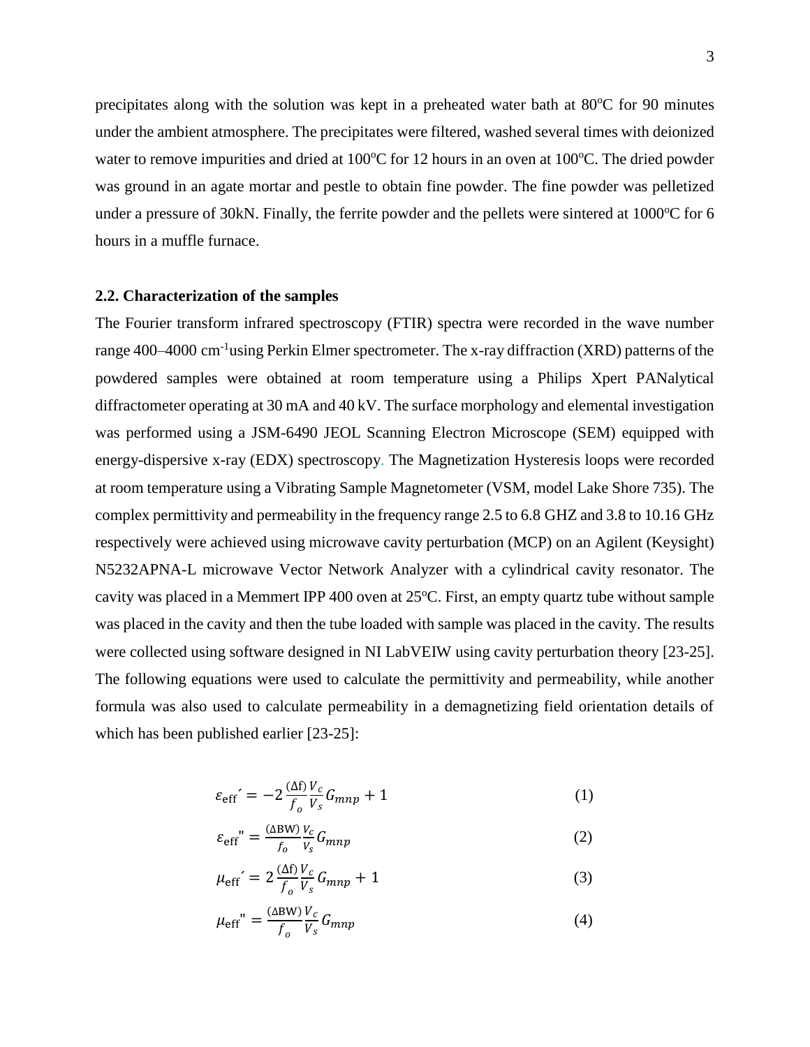precipitates along with the solution was kept in a preheated water bath at 80$^o$C for 90 minutes under the ambient atmosphere. The precipitates were filtered, washed several times with deionized water to remove impurities and dried at 100$^o$C for 12 hours in an oven at 100$^o$C. The dried powder was ground in an agate mortar and pestle to obtain fine powder. The fine powder was pelletized under a pressure of 30kN. Finally, the ferrite powder and the pellets were sintered at 1000$^o$C for 6 hours in a muffle furnace.

### 2.2. Characterization of the samples

The Fourier transform infrared spectroscopy (FTIR) spectra were recorded in the wave number range 400–4000 cm$^{-1}$using Perkin Elmer spectrometer. The x-ray diffraction (XRD) patterns of the powdered samples were obtained at room temperature using a Philips Xpert PANalytical diffractometer operating at 30 mA and 40 kV. The surface morphology and elemental investigation was performed using a JSM-6490 JEOL Scanning Electron Microscope (SEM) equipped with energy-dispersive x-ray (EDX) spectroscopy. The Magnetization Hysteresis loops were recorded at room temperature using a Vibrating Sample Magnetometer (VSM, model Lake Shore 735). The complex permittivity and permeability in the frequency range 2.5 to 6.8 GHZ and 3.8 to 10.16 GHz respectively were achieved using microwave cavity perturbation (MCP) on an Agilent (Keysight) N5232APNA-L microwave Vector Network Analyzer with a cylindrical cavity resonator. The cavity was placed in a Memmert IPP 400 oven at 25$^o$C. First, an empty quartz tube without sample was placed in the cavity and then the tube loaded with sample was placed in the cavity. The results were collected using software designed in NI LabVEIW using cavity perturbation theory [23-25]. The following equations were used to calculate the permittivity and permeability, while another formula was also used to calculate permeability in a demagnetizing field orientation details of which has been published earlier [23-25]:

$$\varepsilon_{\text{eff}}{}' = -2\frac{(\Delta \text{f})}{f_o}\frac{V_c}{V_s}G_{mnp} + 1 \tag{1}$$

$$\varepsilon_{\text{eff}}{}'' = \frac{(\Delta \text{BW})}{f_o}\frac{V_c}{V_s}G_{mnp} \tag{2}$$

$$\mu_{\text{eff}}{}' = 2\frac{(\Delta \text{f})}{f_o}\frac{V_c}{V_s}G_{mnp} + 1 \tag{3}$$

$$\mu_{\text{eff}}{}'' = \frac{(\Delta \text{BW})}{f_o}\frac{V_c}{V_s}G_{mnp} \tag{4}$$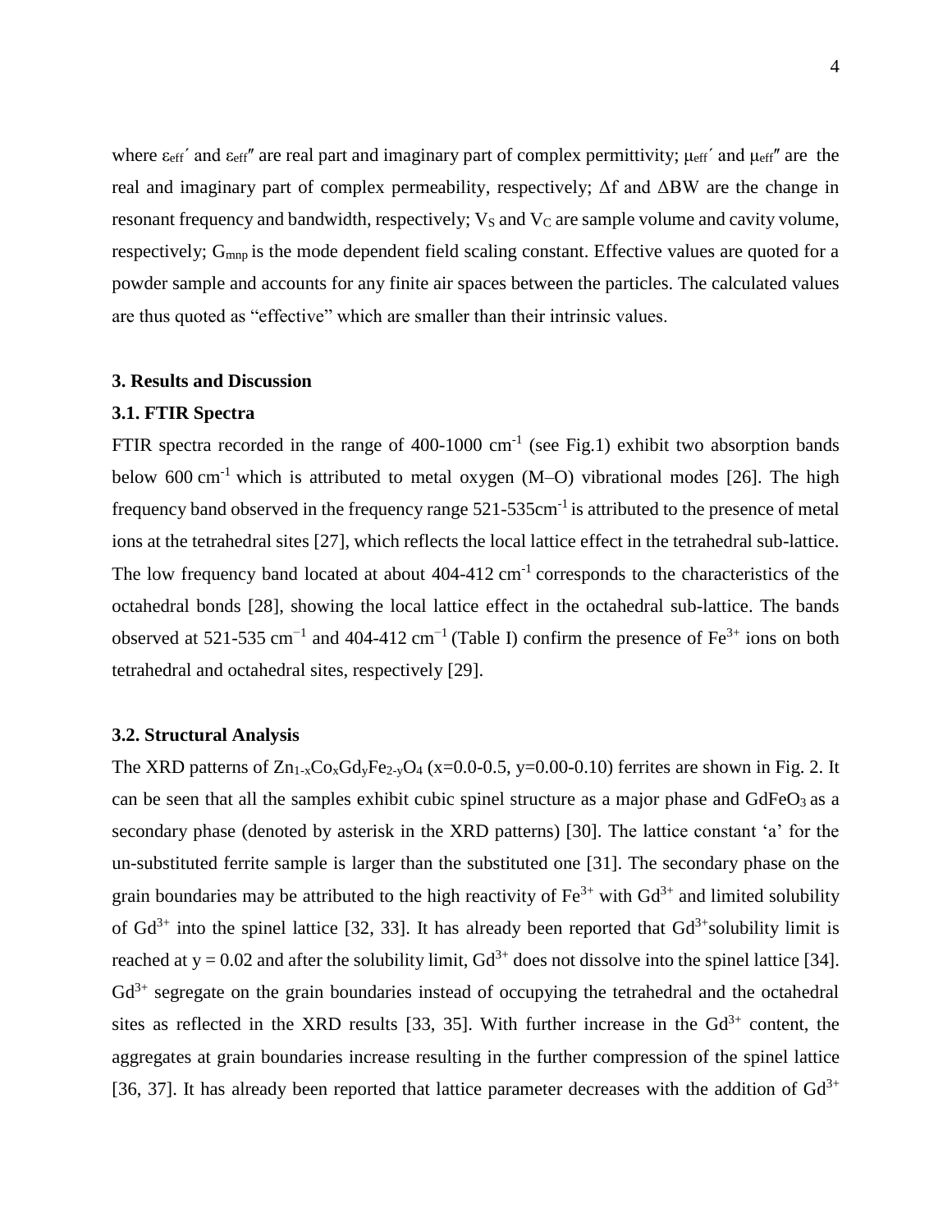where $\varepsilon_{eff}'$ and $\varepsilon_{eff}''$ are real part and imaginary part of complex permittivity; $\mu_{eff}'$ and $\mu_{eff}''$ are the real and imaginary part of complex permeability, respectively; $\Delta f$ and $\Delta BW$ are the change in resonant frequency and bandwidth, respectively; $V_S$ and $V_C$ are sample volume and cavity volume, respectively; $G_{mnp}$ is the mode dependent field scaling constant. Effective values are quoted for a powder sample and accounts for any finite air spaces between the particles. The calculated values are thus quoted as "effective" which are smaller than their intrinsic values.

### 3. Results and Discussion

### 3.1. FTIR Spectra

FTIR spectra recorded in the range of 400-1000 $cm^{-1}$ (see Fig.1) exhibit two absorption bands below 600 $cm^{-1}$ which is attributed to metal oxygen (M–O) vibrational modes [26]. The high frequency band observed in the frequency range 521-535$cm^{-1}$ is attributed to the presence of metal ions at the tetrahedral sites [27], which reflects the local lattice effect in the tetrahedral sub-lattice. The low frequency band located at about 404-412 $cm^{-1}$ corresponds to the characteristics of the octahedral bonds [28], showing the local lattice effect in the octahedral sub-lattice. The bands observed at 521-535 $cm^{-1}$ and 404-412 $cm^{-1}$ (Table I) confirm the presence of $Fe^{3+}$ ions on both tetrahedral and octahedral sites, respectively [29].

### 3.2. Structural Analysis

The XRD patterns of $Zn_{1-x}Co_xGd_yFe_{2-y}O_4$ (x=0.0-0.5, y=0.00-0.10) ferrites are shown in Fig. 2. It can be seen that all the samples exhibit cubic spinel structure as a major phase and $GdFeO_3$ as a secondary phase (denoted by asterisk in the XRD patterns) [30]. The lattice constant 'a' for the un-substituted ferrite sample is larger than the substituted one [31]. The secondary phase on the grain boundaries may be attributed to the high reactivity of $Fe^{3+}$ with $Gd^{3+}$ and limited solubility of $Gd^{3+}$ into the spinel lattice [32, 33]. It has already been reported that $Gd^{3+}$solubility limit is reached at y = 0.02 and after the solubility limit, $Gd^{3+}$ does not dissolve into the spinel lattice [34]. $Gd^{3+}$ segregate on the grain boundaries instead of occupying the tetrahedral and the octahedral sites as reflected in the XRD results [33, 35]. With further increase in the $Gd^{3+}$ content, the aggregates at grain boundaries increase resulting in the further compression of the spinel lattice [36, 37]. It has already been reported that lattice parameter decreases with the addition of $Gd^{3+}$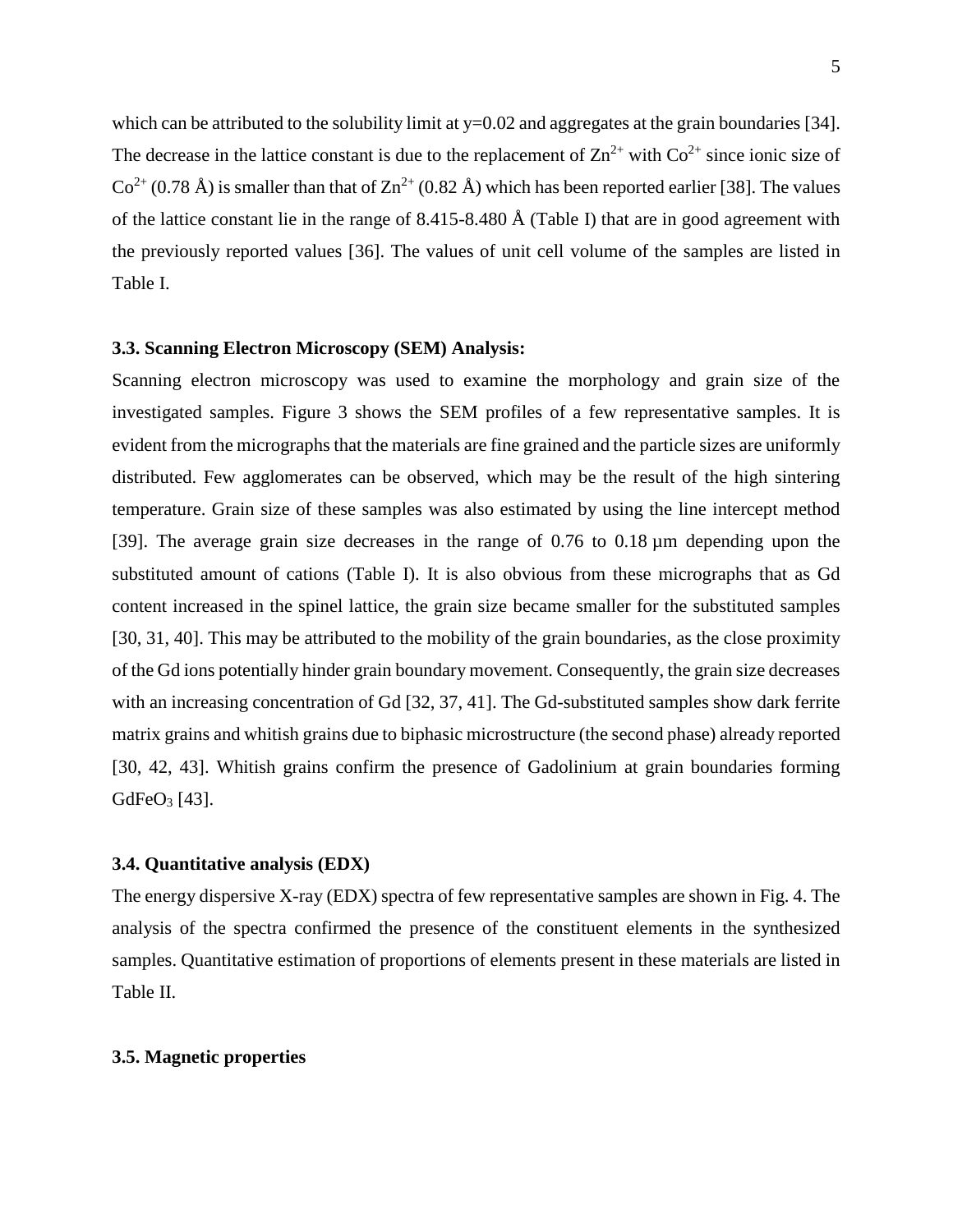which can be attributed to the solubility limit at y=0.02 and aggregates at the grain boundaries [34]. The decrease in the lattice constant is due to the replacement of $Zn^{2+}$ with $Co^{2+}$ since ionic size of $Co^{2+}$ (0.78 Å) is smaller than that of $Zn^{2+}$ (0.82 Å) which has been reported earlier [38]. The values of the lattice constant lie in the range of 8.415-8.480 Å (Table I) that are in good agreement with the previously reported values [36]. The values of unit cell volume of the samples are listed in Table I.

### 3.3. Scanning Electron Microscopy (SEM) Analysis:

Scanning electron microscopy was used to examine the morphology and grain size of the investigated samples. Figure 3 shows the SEM profiles of a few representative samples. It is evident from the micrographs that the materials are fine grained and the particle sizes are uniformly distributed. Few agglomerates can be observed, which may be the result of the high sintering temperature. Grain size of these samples was also estimated by using the line intercept method [39]. The average grain size decreases in the range of 0.76 to 0.18 µm depending upon the substituted amount of cations (Table I). It is also obvious from these micrographs that as Gd content increased in the spinel lattice, the grain size became smaller for the substituted samples [30, 31, 40]. This may be attributed to the mobility of the grain boundaries, as the close proximity of the Gd ions potentially hinder grain boundary movement. Consequently, the grain size decreases with an increasing concentration of Gd [32, 37, 41]. The Gd-substituted samples show dark ferrite matrix grains and whitish grains due to biphasic microstructure (the second phase) already reported [30, 42, 43]. Whitish grains confirm the presence of Gadolinium at grain boundaries forming $GdFeO_3$ [43].

### 3.4. Quantitative analysis (EDX)

The energy dispersive X-ray (EDX) spectra of few representative samples are shown in Fig. 4. The analysis of the spectra confirmed the presence of the constituent elements in the synthesized samples. Quantitative estimation of proportions of elements present in these materials are listed in Table II.

### 3.5. Magnetic properties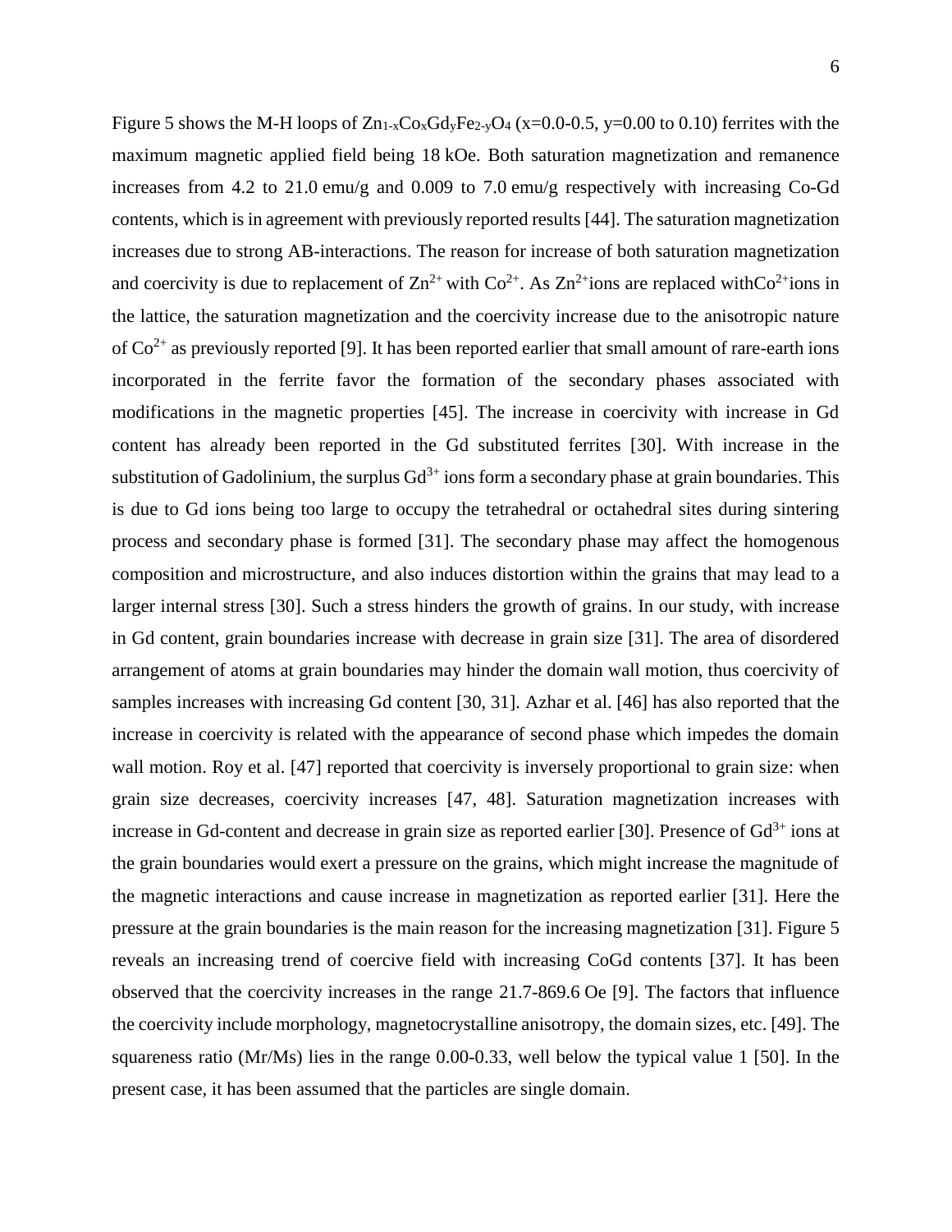Figure 5 shows the M-H loops of $Zn_{1-x}Co_xGd_yFe_{2-y}O_4$ (x=0.0-0.5, y=0.00 to 0.10) ferrites with the maximum magnetic applied field being 18 kOe. Both saturation magnetization and remanence increases from 4.2 to 21.0 emu/g and 0.009 to 7.0 emu/g respectively with increasing Co-Gd contents, which is in agreement with previously reported results [44]. The saturation magnetization increases due to strong AB-interactions. The reason for increase of both saturation magnetization and coercivity is due to replacement of $Zn^{2+}$ with $Co^{2+}$. As $Zn^{2+}$ions are replaced with$Co^{2+}$ions in the lattice, the saturation magnetization and the coercivity increase due to the anisotropic nature of $Co^{2+}$ as previously reported [9]. It has been reported earlier that small amount of rare-earth ions incorporated in the ferrite favor the formation of the secondary phases associated with modifications in the magnetic properties [45]. The increase in coercivity with increase in Gd content has already been reported in the Gd substituted ferrites [30]. With increase in the substitution of Gadolinium, the surplus $Gd^{3+}$ ions form a secondary phase at grain boundaries. This is due to Gd ions being too large to occupy the tetrahedral or octahedral sites during sintering process and secondary phase is formed [31]. The secondary phase may affect the homogenous composition and microstructure, and also induces distortion within the grains that may lead to a larger internal stress [30]. Such a stress hinders the growth of grains. In our study, with increase in Gd content, grain boundaries increase with decrease in grain size [31]. The area of disordered arrangement of atoms at grain boundaries may hinder the domain wall motion, thus coercivity of samples increases with increasing Gd content [30, 31]. Azhar et al. [46] has also reported that the increase in coercivity is related with the appearance of second phase which impedes the domain wall motion. Roy et al. [47] reported that coercivity is inversely proportional to grain size: when grain size decreases, coercivity increases [47, 48]. Saturation magnetization increases with increase in Gd-content and decrease in grain size as reported earlier [30]. Presence of $Gd^{3+}$ ions at the grain boundaries would exert a pressure on the grains, which might increase the magnitude of the magnetic interactions and cause increase in magnetization as reported earlier [31]. Here the pressure at the grain boundaries is the main reason for the increasing magnetization [31]. Figure 5 reveals an increasing trend of coercive field with increasing CoGd contents [37]. It has been observed that the coercivity increases in the range 21.7-869.6 Oe [9]. The factors that influence the coercivity include morphology, magnetocrystalline anisotropy, the domain sizes, etc. [49]. The squareness ratio (Mr/Ms) lies in the range 0.00-0.33, well below the typical value 1 [50]. In the present case, it has been assumed that the particles are single domain.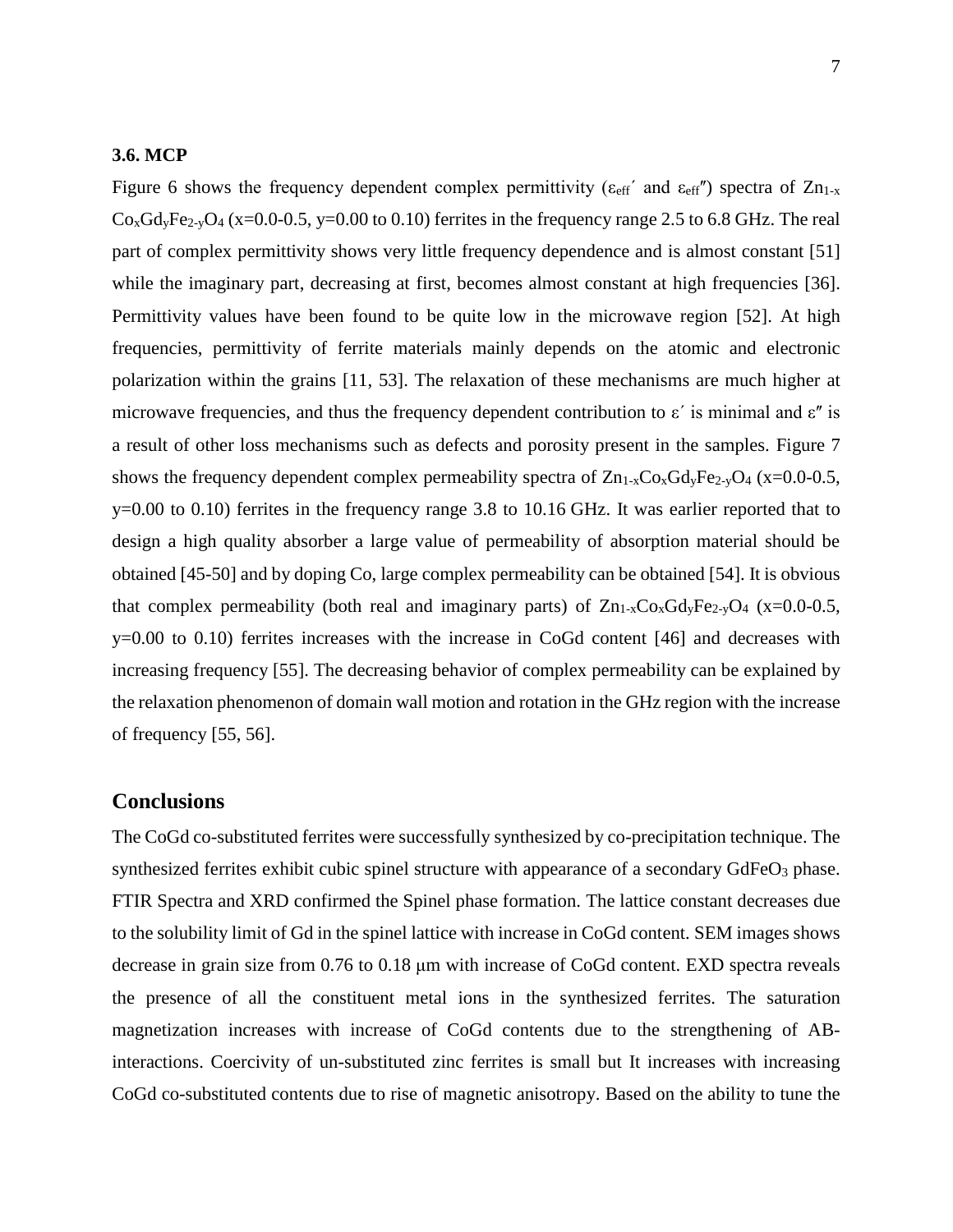### 3.6. MCP

Figure 6 shows the frequency dependent complex permittivity ($\varepsilon_{eff}'$ and $\varepsilon_{eff}''$) spectra of $Zn_{1-x}Co_xGd_yFe_{2-y}O_4$ (x=0.0-0.5, y=0.00 to 0.10) ferrites in the frequency range 2.5 to 6.8 GHz. The real part of complex permittivity shows very little frequency dependence and is almost constant [51] while the imaginary part, decreasing at first, becomes almost constant at high frequencies [36]. Permittivity values have been found to be quite low in the microwave region [52]. At high frequencies, permittivity of ferrite materials mainly depends on the atomic and electronic polarization within the grains [11, 53]. The relaxation of these mechanisms are much higher at microwave frequencies, and thus the frequency dependent contribution to $\varepsilon'$ is minimal and $\varepsilon''$ is a result of other loss mechanisms such as defects and porosity present in the samples. Figure 7 shows the frequency dependent complex permeability spectra of $Zn_{1-x}Co_xGd_yFe_{2-y}O_4$ (x=0.0-0.5, y=0.00 to 0.10) ferrites in the frequency range 3.8 to 10.16 GHz. It was earlier reported that to design a high quality absorber a large value of permeability of absorption material should be obtained [45-50] and by doping Co, large complex permeability can be obtained [54]. It is obvious that complex permeability (both real and imaginary parts) of $Zn_{1-x}Co_xGd_yFe_{2-y}O_4$ (x=0.0-0.5, y=0.00 to 0.10) ferrites increases with the increase in CoGd content [46] and decreases with increasing frequency [55]. The decreasing behavior of complex permeability can be explained by the relaxation phenomenon of domain wall motion and rotation in the GHz region with the increase of frequency [55, 56].

## Conclusions

The CoGd co-substituted ferrites were successfully synthesized by co-precipitation technique. The synthesized ferrites exhibit cubic spinel structure with appearance of a secondary $GdFeO_3$ phase. FTIR Spectra and XRD confirmed the Spinel phase formation. The lattice constant decreases due to the solubility limit of Gd in the spinel lattice with increase in CoGd content. SEM images shows decrease in grain size from 0.76 to 0.18 μm with increase of CoGd content. EXD spectra reveals the presence of all the constituent metal ions in the synthesized ferrites. The saturation magnetization increases with increase of CoGd contents due to the strengthening of AB-interactions. Coercivity of un-substituted zinc ferrites is small but It increases with increasing CoGd co-substituted contents due to rise of magnetic anisotropy. Based on the ability to tune the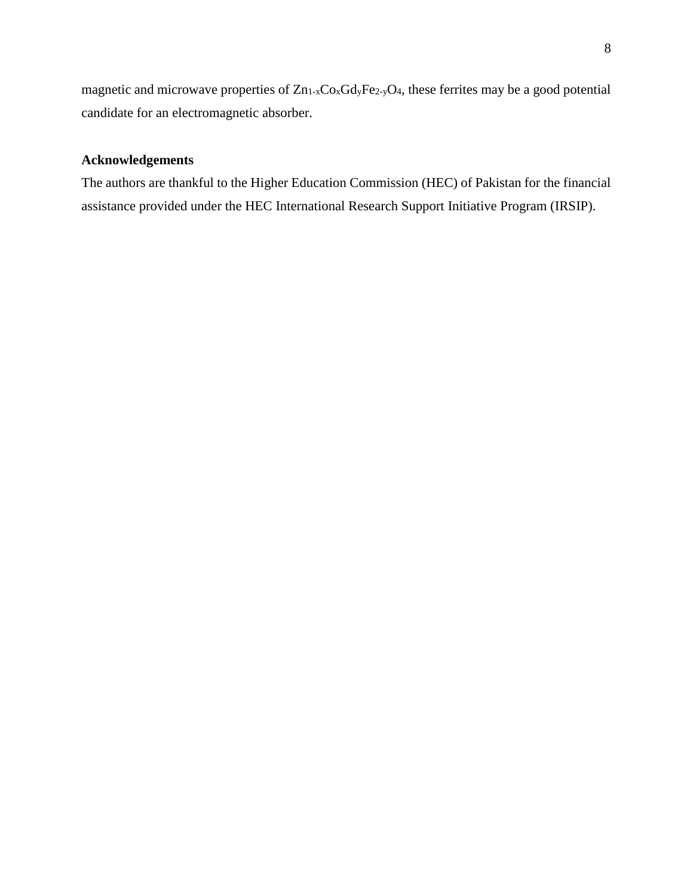magnetic and microwave properties of $Zn_{1-x}Co_xGd_yFe_{2-y}O_4$, these ferrites may be a good potential candidate for an electromagnetic absorber.

## Acknowledgements

The authors are thankful to the Higher Education Commission (HEC) of Pakistan for the financial assistance provided under the HEC International Research Support Initiative Program (IRSIP).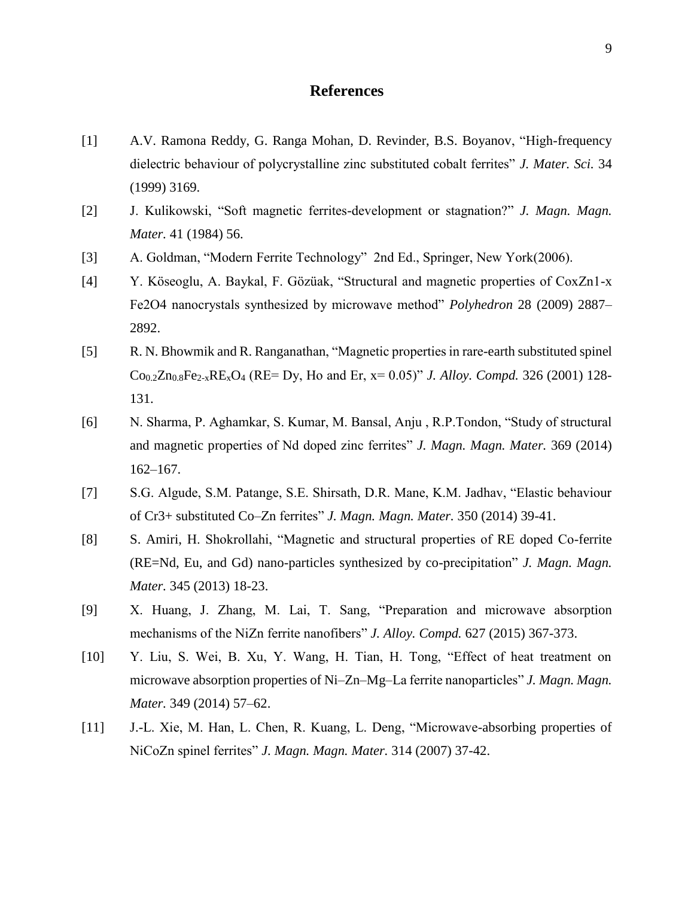## References

[1] A.V. Ramona Reddy, G. Ranga Mohan, D. Revinder, B.S. Boyanov, "High-frequency dielectric behaviour of polycrystalline zinc substituted cobalt ferrites" *J. Mater. Sci.* 34 (1999) 3169.

[2] J. Kulikowski, "Soft magnetic ferrites-development or stagnation?" *J. Magn. Magn. Mater.* 41 (1984) 56.

[3] A. Goldman, "Modern Ferrite Technology" 2nd Ed., Springer, New York(2006).

[4] Y. Köseoglu, A. Baykal, F. Gözüak, "Structural and magnetic properties of CoxZn1-x Fe2O4 nanocrystals synthesized by microwave method" *Polyhedron* 28 (2009) 2887–2892.

[5] R. N. Bhowmik and R. Ranganathan, "Magnetic properties in rare-earth substituted spinel $Co_{0.2}Zn_{0.8}Fe_{2-x}RE_xO_4$ (RE= Dy, Ho and Er, x= 0.05)" *J. Alloy. Compd.* 326 (2001) 128-131.

[6] N. Sharma, P. Aghamkar, S. Kumar, M. Bansal, Anju , R.P.Tondon, "Study of structural and magnetic properties of Nd doped zinc ferrites" *J. Magn. Magn. Mater.* 369 (2014) 162–167.

[7] S.G. Algude, S.M. Patange, S.E. Shirsath, D.R. Mane, K.M. Jadhav, "Elastic behaviour of Cr3+ substituted Co–Zn ferrites" *J. Magn. Magn. Mater.* 350 (2014) 39-41.

[8] S. Amiri, H. Shokrollahi, "Magnetic and structural properties of RE doped Co-ferrite (RE=Nd, Eu, and Gd) nano-particles synthesized by co-precipitation" *J. Magn. Magn. Mater.* 345 (2013) 18-23.

[9] X. Huang, J. Zhang, M. Lai, T. Sang, "Preparation and microwave absorption mechanisms of the NiZn ferrite nanofibers" *J. Alloy. Compd.* 627 (2015) 367-373.

[10] Y. Liu, S. Wei, B. Xu, Y. Wang, H. Tian, H. Tong, "Effect of heat treatment on microwave absorption properties of Ni–Zn–Mg–La ferrite nanoparticles" *J. Magn. Magn. Mater.* 349 (2014) 57–62.

[11] J.-L. Xie, M. Han, L. Chen, R. Kuang, L. Deng, "Microwave-absorbing properties of NiCoZn spinel ferrites" *J. Magn. Magn. Mater.* 314 (2007) 37-42.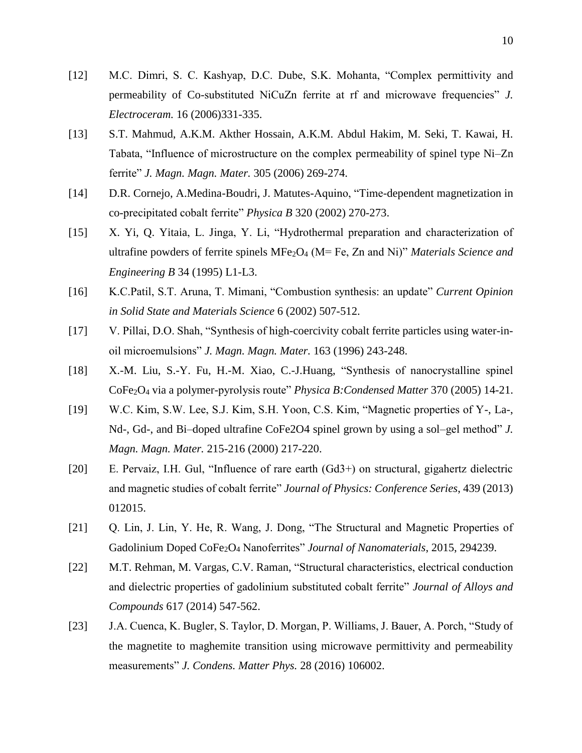[12] M.C. Dimri, S. C. Kashyap, D.C. Dube, S.K. Mohanta, "Complex permittivity and permeability of Co-substituted NiCuZn ferrite at rf and microwave frequencies" *J. Electroceram.* 16 (2006)331-335.

[13] S.T. Mahmud, A.K.M. Akther Hossain, A.K.M. Abdul Hakim, M. Seki, T. Kawai, H. Tabata, "Influence of microstructure on the complex permeability of spinel type Ni–Zn ferrite" *J. Magn. Magn. Mater.* 305 (2006) 269-274.

[14] D.R. Cornejo, A.Medina-Boudri, J. Matutes-Aquino, "Time-dependent magnetization in co-precipitated cobalt ferrite" *Physica B* 320 (2002) 270-273.

[15] X. Yi, Q. Yitaia, L. Jinga, Y. Li, "Hydrothermal preparation and characterization of ultrafine powders of ferrite spinels $MFe_2O_4$ (M= Fe, Zn and Ni)" *Materials Science and Engineering B* 34 (1995) L1-L3.

[16] K.C.Patil, S.T. Aruna, T. Mimani, "Combustion synthesis: an update" *Current Opinion in Solid State and Materials Science* 6 (2002) 507-512.

[17] V. Pillai, D.O. Shah, "Synthesis of high-coercivity cobalt ferrite particles using water-in-oil microemulsions" *J. Magn. Magn. Mater.* 163 (1996) 243-248.

[18] X.-M. Liu, S.-Y. Fu, H.-M. Xiao, C.-J.Huang, "Synthesis of nanocrystalline spinel $CoFe_2O_4$ via a polymer-pyrolysis route" *Physica B:Condensed Matter* 370 (2005) 14-21.

[19] W.C. Kim, S.W. Lee, S.J. Kim, S.H. Yoon, C.S. Kim, "Magnetic properties of Y-, La-, Nd-, Gd-, and Bi–doped ultrafine CoFe2O4 spinel grown by using a sol–gel method" *J. Magn. Magn. Mater.* 215-216 (2000) 217-220.

[20] E. Pervaiz, I.H. Gul, "Influence of rare earth (Gd3+) on structural, gigahertz dielectric and magnetic studies of cobalt ferrite" *Journal of Physics: Conference Series*, 439 (2013) 012015.

[21] Q. Lin, J. Lin, Y. He, R. Wang, J. Dong, "The Structural and Magnetic Properties of Gadolinium Doped $CoFe_2O_4$ Nanoferrites" *Journal of Nanomaterials*, 2015, 294239.

[22] M.T. Rehman, M. Vargas, C.V. Raman, "Structural characteristics, electrical conduction and dielectric properties of gadolinium substituted cobalt ferrite" *Journal of Alloys and Compounds* 617 (2014) 547-562.

[23] J.A. Cuenca, K. Bugler, S. Taylor, D. Morgan, P. Williams, J. Bauer, A. Porch, "Study of the magnetite to maghemite transition using microwave permittivity and permeability measurements" *J. Condens. Matter Phys.* 28 (2016) 106002.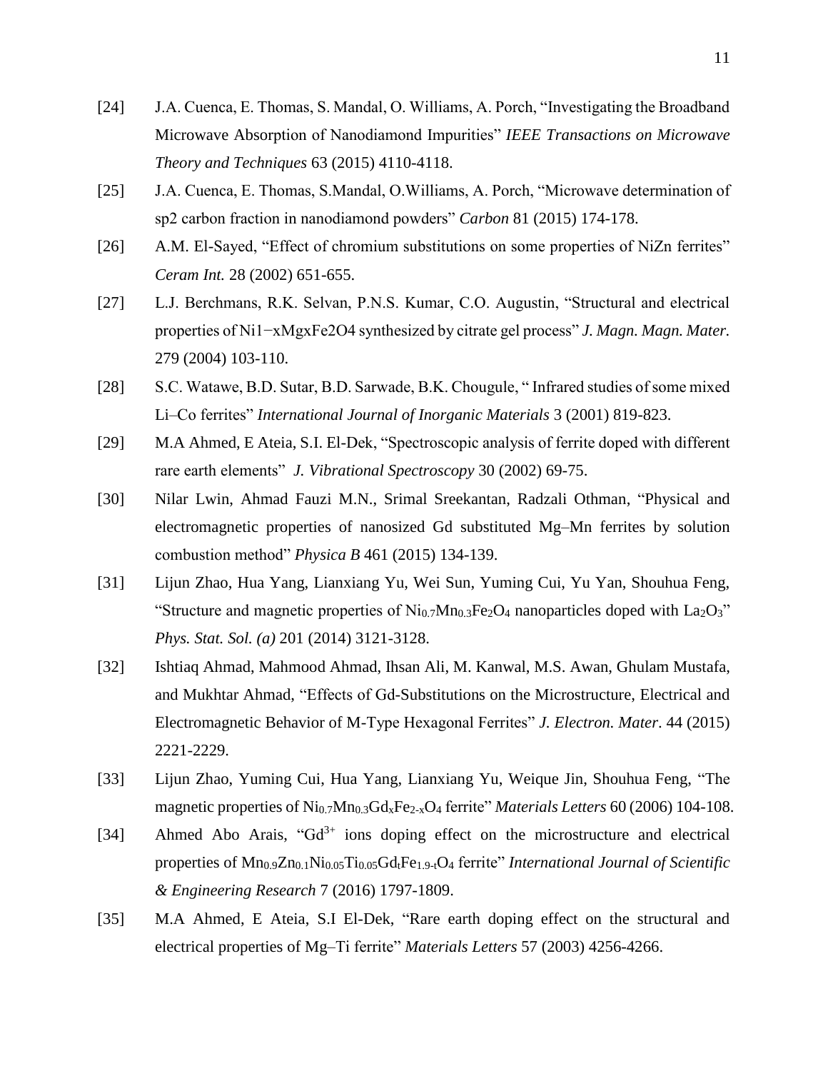[24] J.A. Cuenca, E. Thomas, S. Mandal, O. Williams, A. Porch, "Investigating the Broadband Microwave Absorption of Nanodiamond Impurities" *IEEE Transactions on Microwave Theory and Techniques* 63 (2015) 4110-4118.

[25] J.A. Cuenca, E. Thomas, S.Mandal, O.Williams, A. Porch, "Microwave determination of sp2 carbon fraction in nanodiamond powders" *Carbon* 81 (2015) 174-178.

[26] A.M. El-Sayed, "Effect of chromium substitutions on some properties of NiZn ferrites" *Ceram Int.* 28 (2002) 651-655.

[27] L.J. Berchmans, R.K. Selvan, P.N.S. Kumar, C.O. Augustin, "Structural and electrical properties of Ni1−xMgxFe2O4 synthesized by citrate gel process" *J. Magn. Magn. Mater.* 279 (2004) 103-110.

[28] S.C. Watawe, B.D. Sutar, B.D. Sarwade, B.K. Chougule, " Infrared studies of some mixed Li–Co ferrites" *International Journal of Inorganic Materials* 3 (2001) 819-823.

[29] M.A Ahmed, E Ateia, S.I. El-Dek, "Spectroscopic analysis of ferrite doped with different rare earth elements" *J. Vibrational Spectroscopy* 30 (2002) 69-75.

[30] Nilar Lwin, Ahmad Fauzi M.N., Srimal Sreekantan, Radzali Othman, "Physical and electromagnetic properties of nanosized Gd substituted Mg–Mn ferrites by solution combustion method" *Physica B* 461 (2015) 134-139.

[31] Lijun Zhao, Hua Yang, Lianxiang Yu, Wei Sun, Yuming Cui, Yu Yan, Shouhua Feng, "Structure and magnetic properties of $Ni_{0.7}Mn_{0.3}Fe_2O_4$ nanoparticles doped with $La_2O_3$" *Phys. Stat. Sol. (a)* 201 (2014) 3121-3128.

[32] Ishtiaq Ahmad, Mahmood Ahmad, Ihsan Ali, M. Kanwal, M.S. Awan, Ghulam Mustafa, and Mukhtar Ahmad, "Effects of Gd-Substitutions on the Microstructure, Electrical and Electromagnetic Behavior of M-Type Hexagonal Ferrites" *J. Electron. Mater*. 44 (2015) 2221-2229.

[33] Lijun Zhao, Yuming Cui, Hua Yang, Lianxiang Yu, Weique Jin, Shouhua Feng, "The magnetic properties of $Ni_{0.7}Mn_{0.3}Gd_xFe_{2-x}O_4$ ferrite" *Materials Letters* 60 (2006) 104-108.

[34] Ahmed Abo Arais, "$Gd^{3+}$ ions doping effect on the microstructure and electrical properties of $Mn_{0.9}Zn_{0.1}Ni_{0.05}Ti_{0.05}Gd_tFe_{1.9-t}O_4$ ferrite" *International Journal of Scientific & Engineering Research* 7 (2016) 1797-1809.

[35] M.A Ahmed, E Ateia, S.I El-Dek, "Rare earth doping effect on the structural and electrical properties of Mg–Ti ferrite" *Materials Letters* 57 (2003) 4256-4266.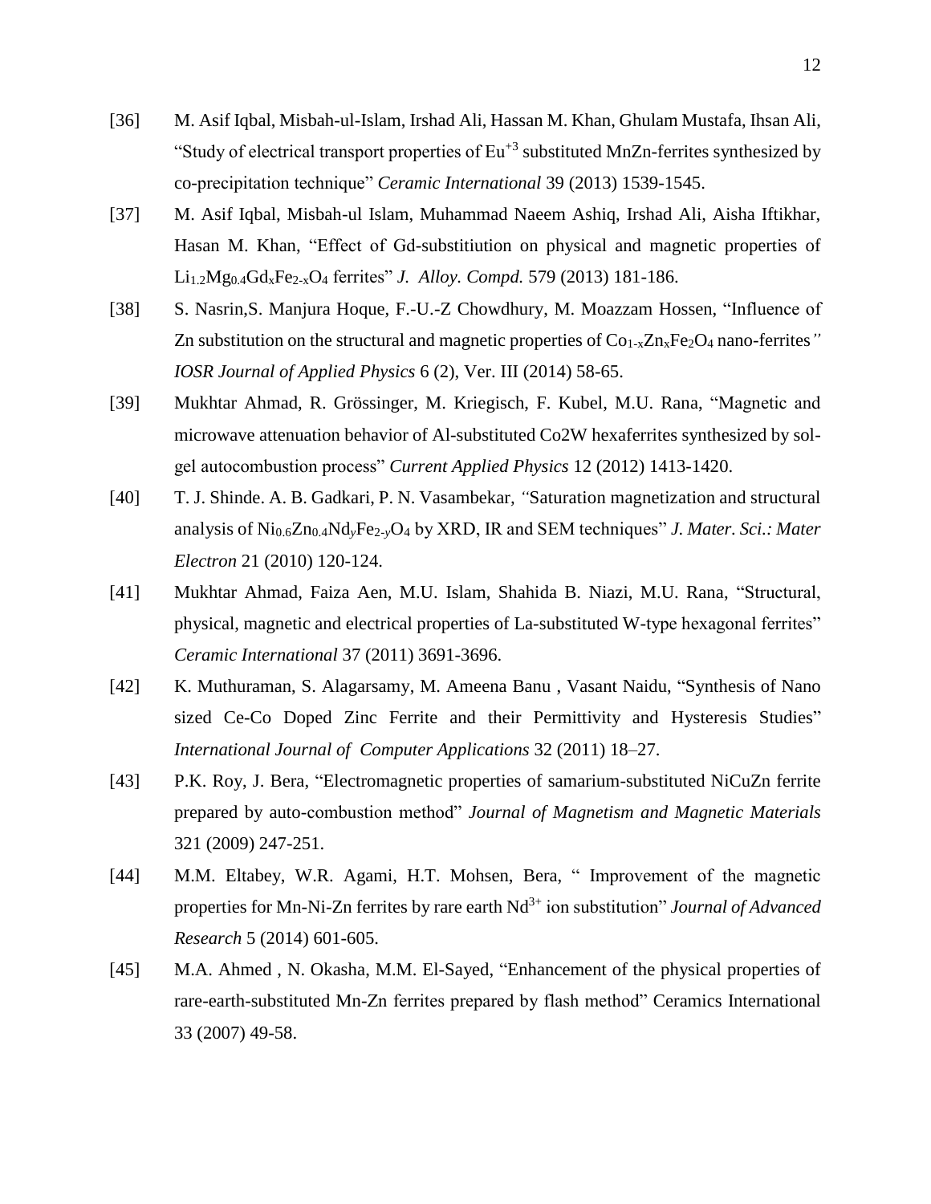[36] M. Asif Iqbal, Misbah-ul-Islam, Irshad Ali, Hassan M. Khan, Ghulam Mustafa, Ihsan Ali, "Study of electrical transport properties of $Eu^{+3}$ substituted MnZn-ferrites synthesized by co-precipitation technique" *Ceramic International* 39 (2013) 1539-1545.

[37] M. Asif Iqbal, Misbah-ul Islam, Muhammad Naeem Ashiq, Irshad Ali, Aisha Iftikhar, Hasan M. Khan, "Effect of Gd-substitiution on physical and magnetic properties of $Li_{1.2}Mg_{0.4}Gd_xFe_{2-x}O_4$ ferrites" *J. Alloy. Compd.* 579 (2013) 181-186.

[38] S. Nasrin,S. Manjura Hoque, F.-U.-Z Chowdhury, M. Moazzam Hossen, "Influence of Zn substitution on the structural and magnetic properties of $Co_{1-x}Zn_xFe_2O_4$ nano-ferrites*"* *IOSR Journal of Applied Physics* 6 (2), Ver. III (2014) 58-65.

[39] Mukhtar Ahmad, R. Grössinger, M. Kriegisch, F. Kubel, M.U. Rana, "Magnetic and microwave attenuation behavior of Al-substituted Co2W hexaferrites synthesized by sol-gel autocombustion process" *Current Applied Physics* 12 (2012) 1413-1420.

[40] T. J. Shinde. A. B. Gadkari, P. N. Vasambekar, *"*Saturation magnetization and structural analysis of $Ni_{0.6}Zn_{0.4}Nd_yFe_{2-y}O_4$ by XRD, IR and SEM techniques" *J. Mater. Sci.: Mater Electron* 21 (2010) 120-124.

[41] Mukhtar Ahmad, Faiza Aen, M.U. Islam, Shahida B. Niazi, M.U. Rana, "Structural, physical, magnetic and electrical properties of La-substituted W-type hexagonal ferrites" *Ceramic International* 37 (2011) 3691-3696.

[42] K. Muthuraman, S. Alagarsamy, M. Ameena Banu , Vasant Naidu, "Synthesis of Nano sized Ce-Co Doped Zinc Ferrite and their Permittivity and Hysteresis Studies" *International Journal of Computer Applications* 32 (2011) 18–27.

[43] P.K. Roy, J. Bera, "Electromagnetic properties of samarium-substituted NiCuZn ferrite prepared by auto-combustion method" *Journal of Magnetism and Magnetic Materials* 321 (2009) 247-251.

[44] M.M. Eltabey, W.R. Agami, H.T. Mohsen, Bera, " Improvement of the magnetic properties for Mn-Ni-Zn ferrites by rare earth $Nd^{3+}$ ion substitution" *Journal of Advanced Research* 5 (2014) 601-605.

[45] M.A. Ahmed , N. Okasha, M.M. El-Sayed, "Enhancement of the physical properties of rare-earth-substituted Mn-Zn ferrites prepared by flash method" Ceramics International 33 (2007) 49-58.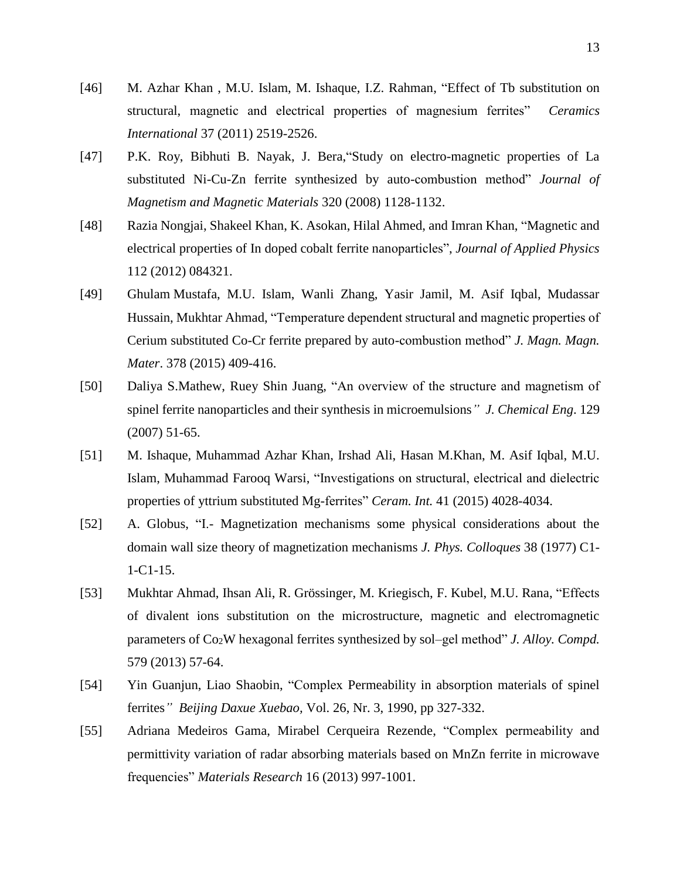[46] M. Azhar Khan , M.U. Islam, M. Ishaque, I.Z. Rahman, "Effect of Tb substitution on structural, magnetic and electrical properties of magnesium ferrites" *Ceramics International* 37 (2011) 2519-2526.

[47] P.K. Roy, Bibhuti B. Nayak, J. Bera,"Study on electro-magnetic properties of La substituted Ni-Cu-Zn ferrite synthesized by auto-combustion method" *Journal of Magnetism and Magnetic Materials* 320 (2008) 1128-1132.

[48] Razia Nongjai, Shakeel Khan, K. Asokan, Hilal Ahmed, and Imran Khan, "Magnetic and electrical properties of In doped cobalt ferrite nanoparticles", *Journal of Applied Physics* 112 (2012) 084321.

[49] Ghulam Mustafa, M.U. Islam, Wanli Zhang, Yasir Jamil, M. Asif Iqbal, Mudassar Hussain, Mukhtar Ahmad, "Temperature dependent structural and magnetic properties of Cerium substituted Co-Cr ferrite prepared by auto-combustion method" *J. Magn. Magn. Mater*. 378 (2015) 409-416.

[50] Daliya S.Mathew, Ruey Shin Juang, "An overview of the structure and magnetism of spinel ferrite nanoparticles and their synthesis in microemulsions" *J. Chemical Eng*. 129 (2007) 51-65.

[51] M. Ishaque, Muhammad Azhar Khan, Irshad Ali, Hasan M.Khan, M. Asif Iqbal, M.U. Islam, Muhammad Farooq Warsi, "Investigations on structural, electrical and dielectric properties of yttrium substituted Mg-ferrites" *Ceram. Int.* 41 (2015) 4028-4034.

[52] A. Globus, "I.- Magnetization mechanisms some physical considerations about the domain wall size theory of magnetization mechanisms *J. Phys. Colloques* 38 (1977) C1-1-C1-15.

[53] Mukhtar Ahmad, Ihsan Ali, R. Grössinger, M. Kriegisch, F. Kubel, M.U. Rana, "Effects of divalent ions substitution on the microstructure, magnetic and electromagnetic parameters of $Co_2W$ hexagonal ferrites synthesized by sol–gel method" *J. Alloy. Compd.* 579 (2013) 57-64.

[54] Yin Guanjun, Liao Shaobin, "Complex Permeability in absorption materials of spinel ferrites" *Beijing Daxue Xuebao,* Vol. 26, Nr. 3, 1990, pp 327-332.

[55] Adriana Medeiros Gama, Mirabel Cerqueira Rezende, "Complex permeability and permittivity variation of radar absorbing materials based on MnZn ferrite in microwave frequencies" *Materials Research* 16 (2013) 997-1001.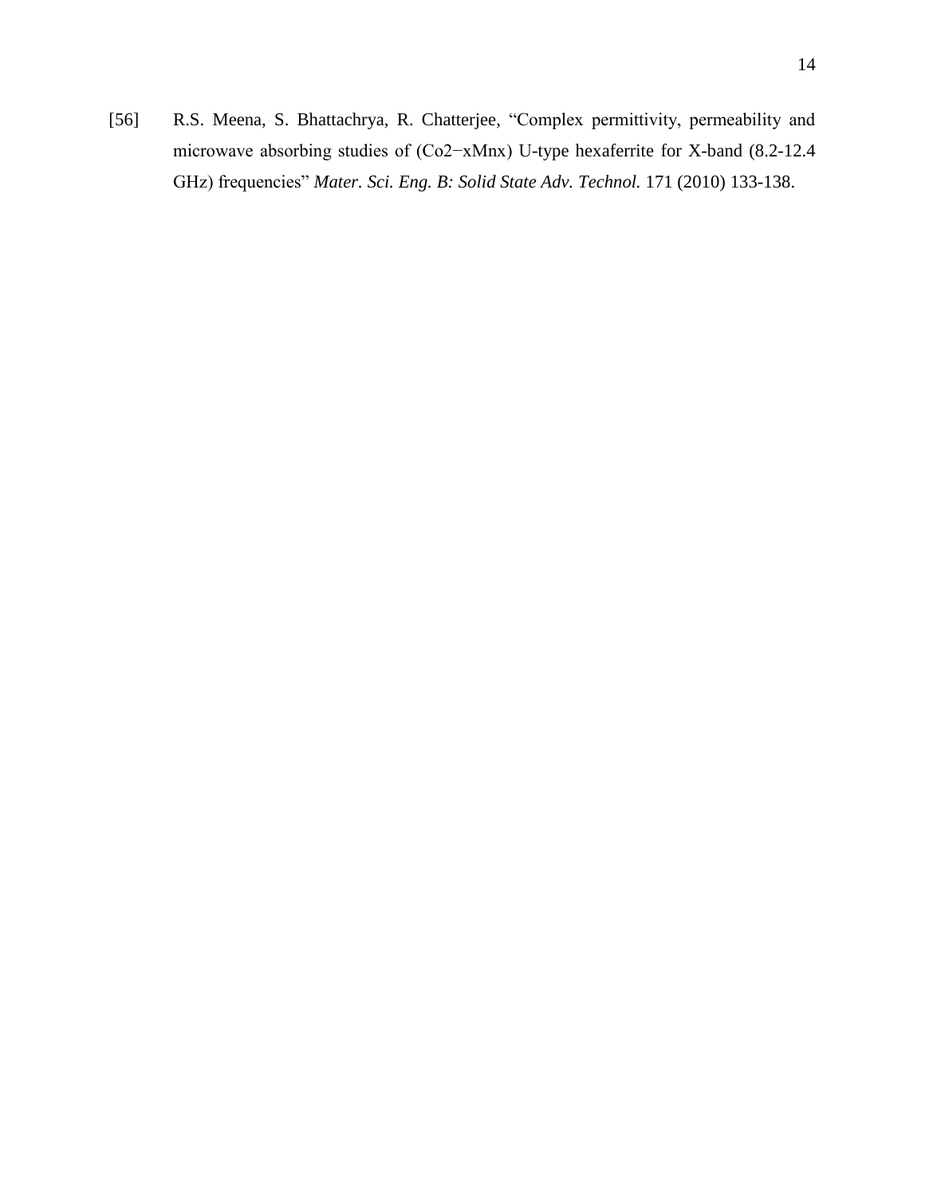[56] R.S. Meena, S. Bhattachrya, R. Chatterjee, “Complex permittivity, permeability and microwave absorbing studies of ($Co_{2-x}Mn_x$) U-type hexaferrite for X-band (8.2-12.4 GHz) frequencies” *Mater. Sci. Eng. B: Solid State Adv. Technol.* 171 (2010) 133-138.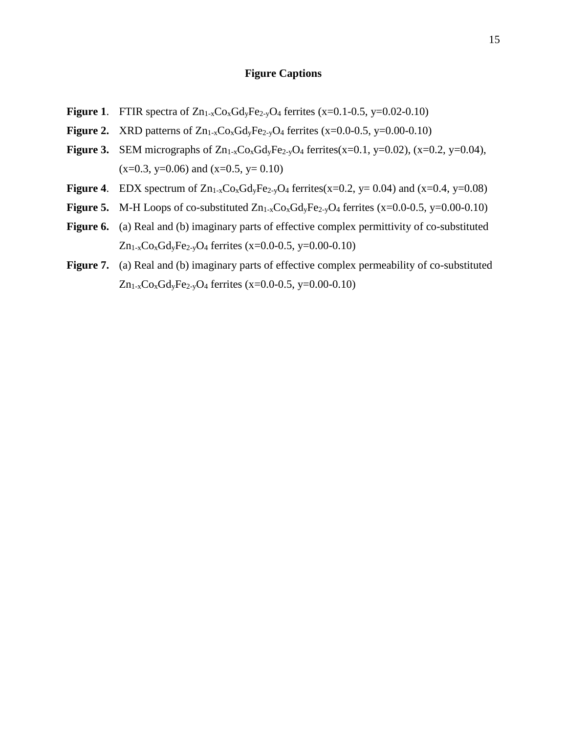## Figure Captions

**Figure 1**. FTIR spectra of $Zn_{1-x}Co_xGd_yFe_{2-y}O_4$ ferrites (x=0.1-0.5, y=0.02-0.10)

**Figure 2.** XRD patterns of $Zn_{1-x}Co_xGd_yFe_{2-y}O_4$ ferrites (x=0.0-0.5, y=0.00-0.10)

**Figure 3.** SEM micrographs of $Zn_{1-x}Co_xGd_yFe_{2-y}O_4$ ferrites(x=0.1, y=0.02), (x=0.2, y=0.04), (x=0.3, y=0.06) and (x=0.5, y= 0.10)

**Figure 4**. EDX spectrum of $Zn_{1-x}Co_xGd_yFe_{2-y}O_4$ ferrites(x=0.2, y= 0.04) and (x=0.4, y=0.08)

**Figure 5.** M-H Loops of co-substituted $Zn_{1-x}Co_xGd_yFe_{2-y}O_4$ ferrites (x=0.0-0.5, y=0.00-0.10)

**Figure 6.** (a) Real and (b) imaginary parts of effective complex permittivity of co-substituted $Zn_{1-x}Co_xGd_yFe_{2-y}O_4$ ferrites (x=0.0-0.5, y=0.00-0.10)

**Figure 7.** (a) Real and (b) imaginary parts of effective complex permeability of co-substituted $Zn_{1-x}Co_xGd_yFe_{2-y}O_4$ ferrites (x=0.0-0.5, y=0.00-0.10)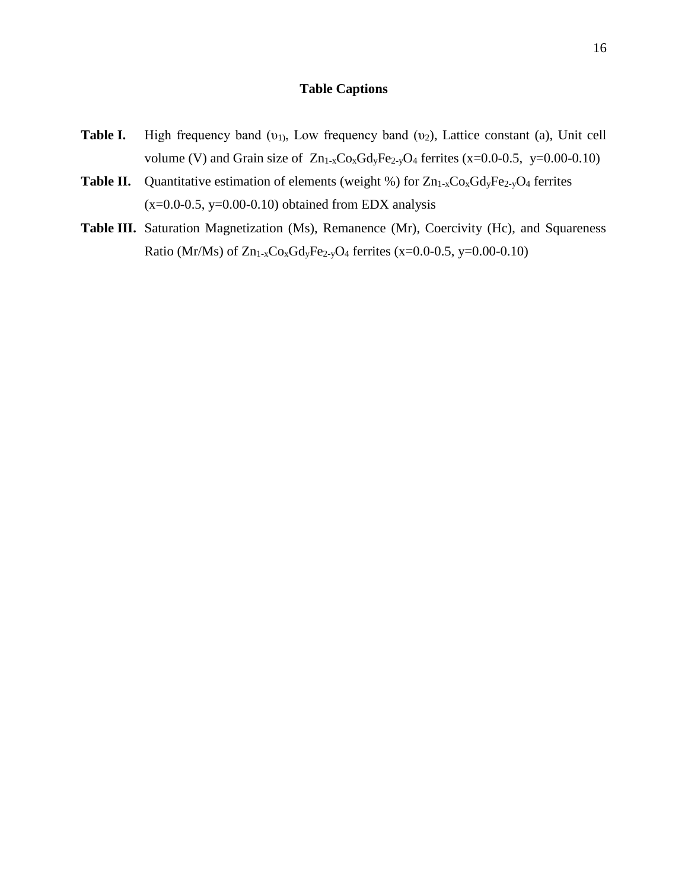## Table Captions

**Table I.** High frequency band ($\upsilon_1$), Low frequency band ($\upsilon_2$), Lattice constant (a), Unit cell volume (V) and Grain size of $Zn_{1-x}Co_xGd_yFe_{2-y}O_4$ ferrites (x=0.0-0.5, y=0.00-0.10)

**Table II.** Quantitative estimation of elements (weight %) for $Zn_{1-x}Co_xGd_yFe_{2-y}O_4$ ferrites (x=0.0-0.5, y=0.00-0.10) obtained from EDX analysis

**Table III.** Saturation Magnetization (Ms), Remanence (Mr), Coercivity (Hc), and Squareness Ratio (Mr/Ms) of $Zn_{1-x}Co_xGd_yFe_{2-y}O_4$ ferrites (x=0.0-0.5, y=0.00-0.10)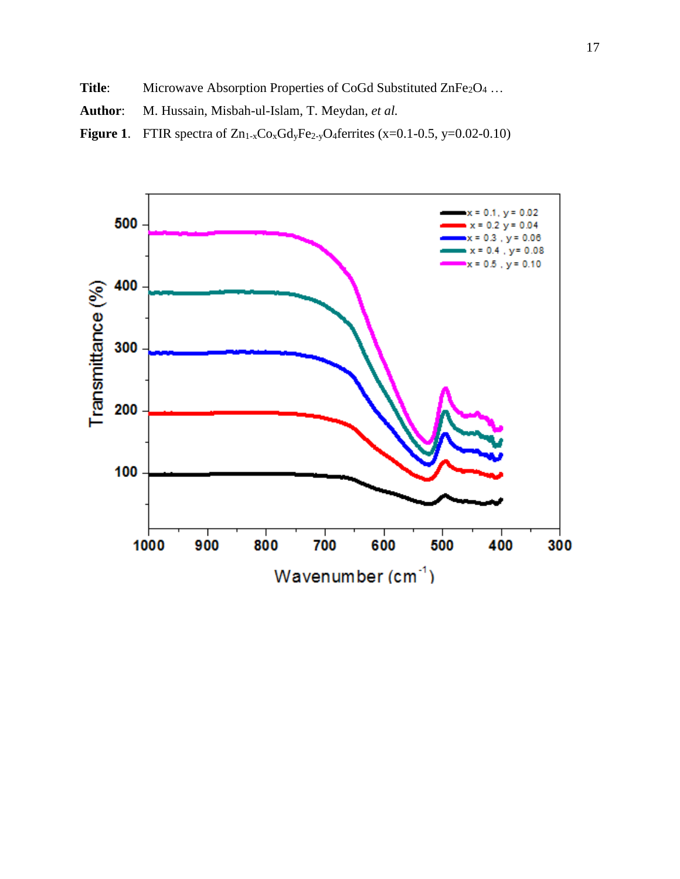**Title**: Microwave Absorption Properties of CoGd Substituted $ZnFe_2O_4$ …

**Author**: M. Hussain, Misbah-ul-Islam, T. Meydan, *et al.*

**Figure 1**. FTIR spectra of $Zn_{1-x}Co_xGd_yFe_{2-y}O_4$ferrites (x=0.1-0.5, y=0.02-0.10)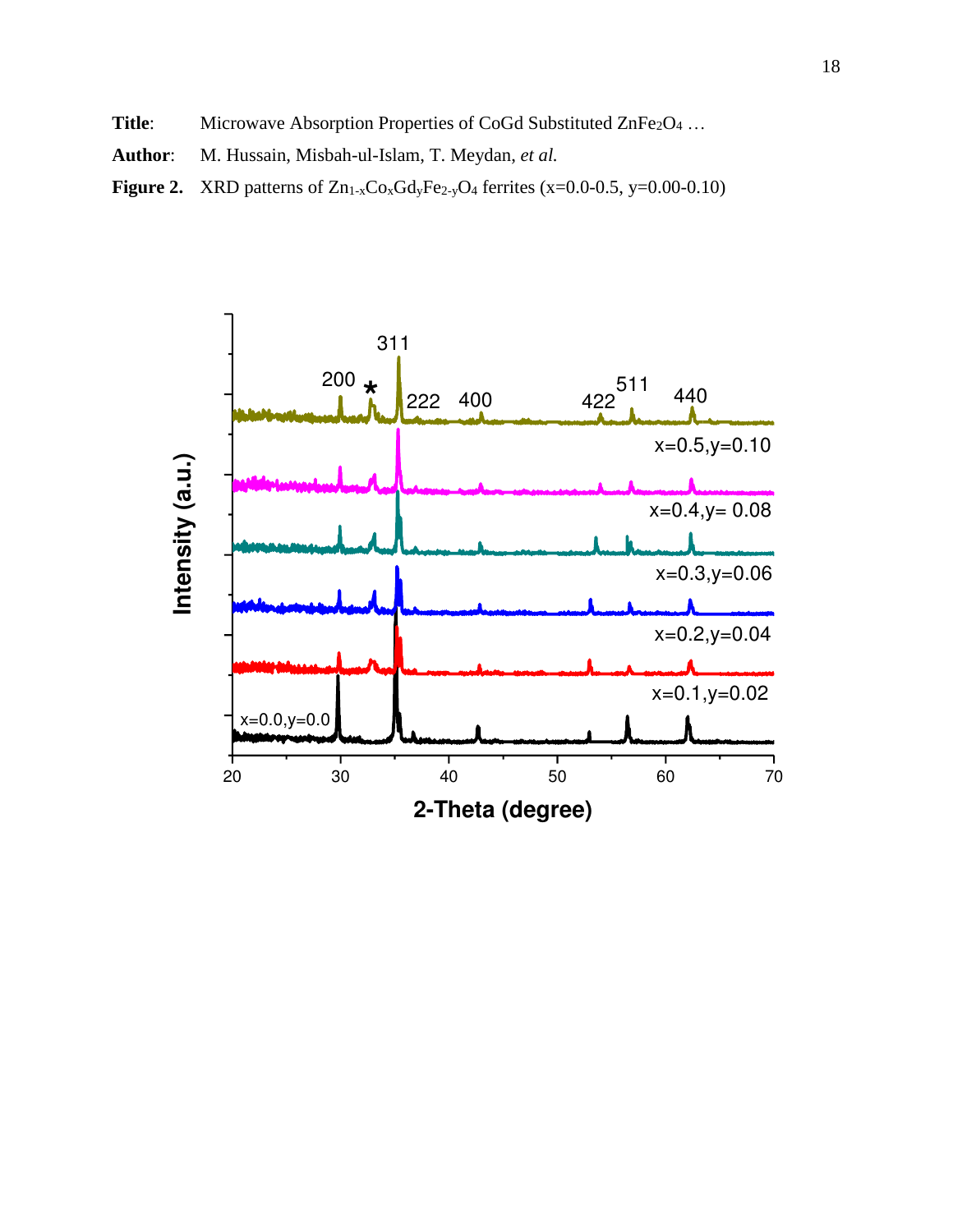**Title**: Microwave Absorption Properties of CoGd Substituted $ZnFe_2O_4$ …

**Author**: M. Hussain, Misbah-ul-Islam, T. Meydan, *et al.*

**Figure 2.** XRD patterns of $Zn_{1-x}Co_xGd_yFe_{2-y}O_4$ ferrites (x=0.0-0.5, y=0.00-0.10)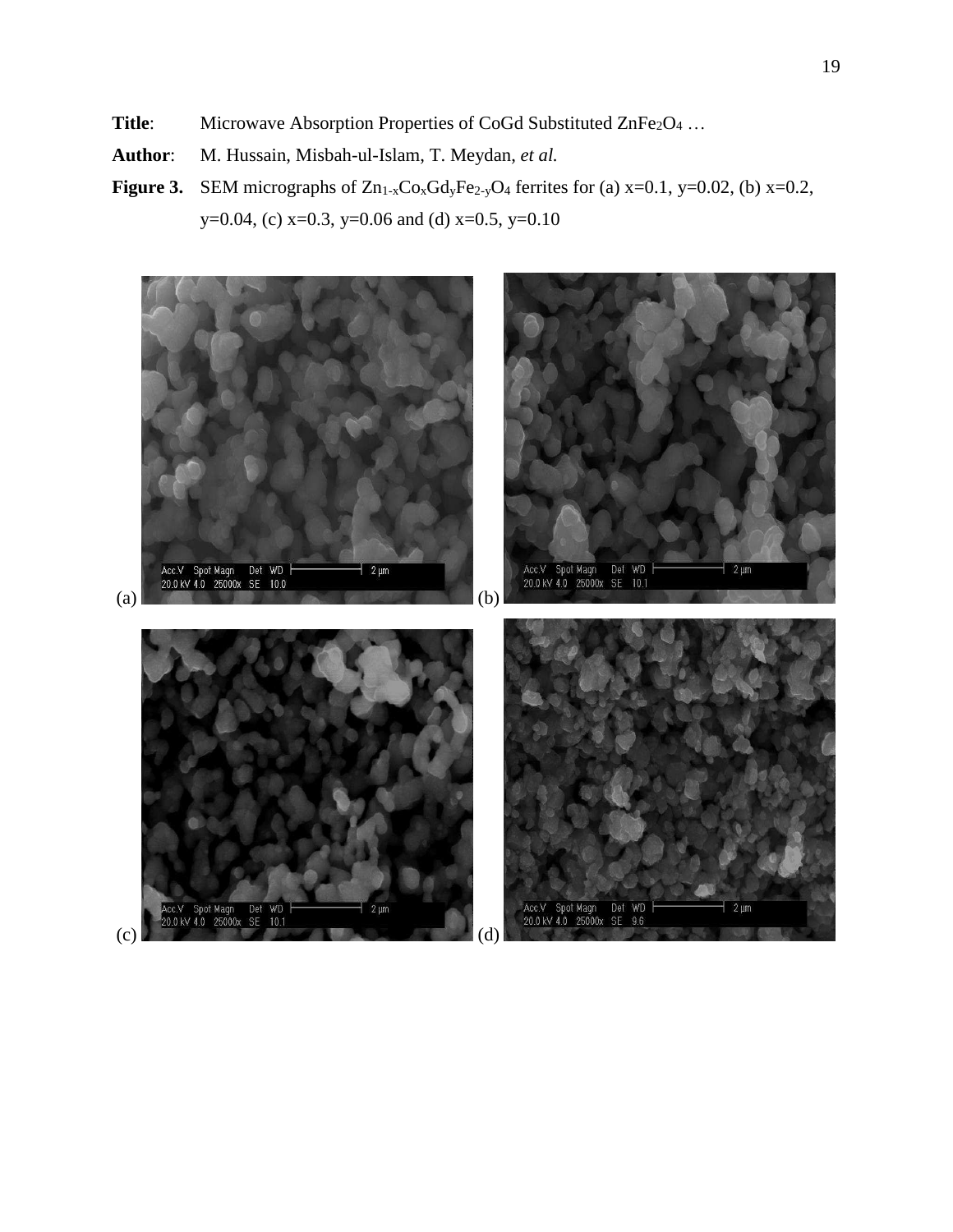**Title**: Microwave Absorption Properties of CoGd Substituted $ZnFe_2O_4$ …

**Author**: M. Hussain, Misbah-ul-Islam, T. Meydan, *et al.*

**Figure 3.** SEM micrographs of $Zn_{1-x}Co_xGd_yFe_{2-y}O_4$ ferrites for (a) x=0.1, y=0.02, (b) x=0.2, y=0.04, (c) x=0.3, y=0.06 and (d) x=0.5, y=0.10

(a)

(b)

(c)

(d)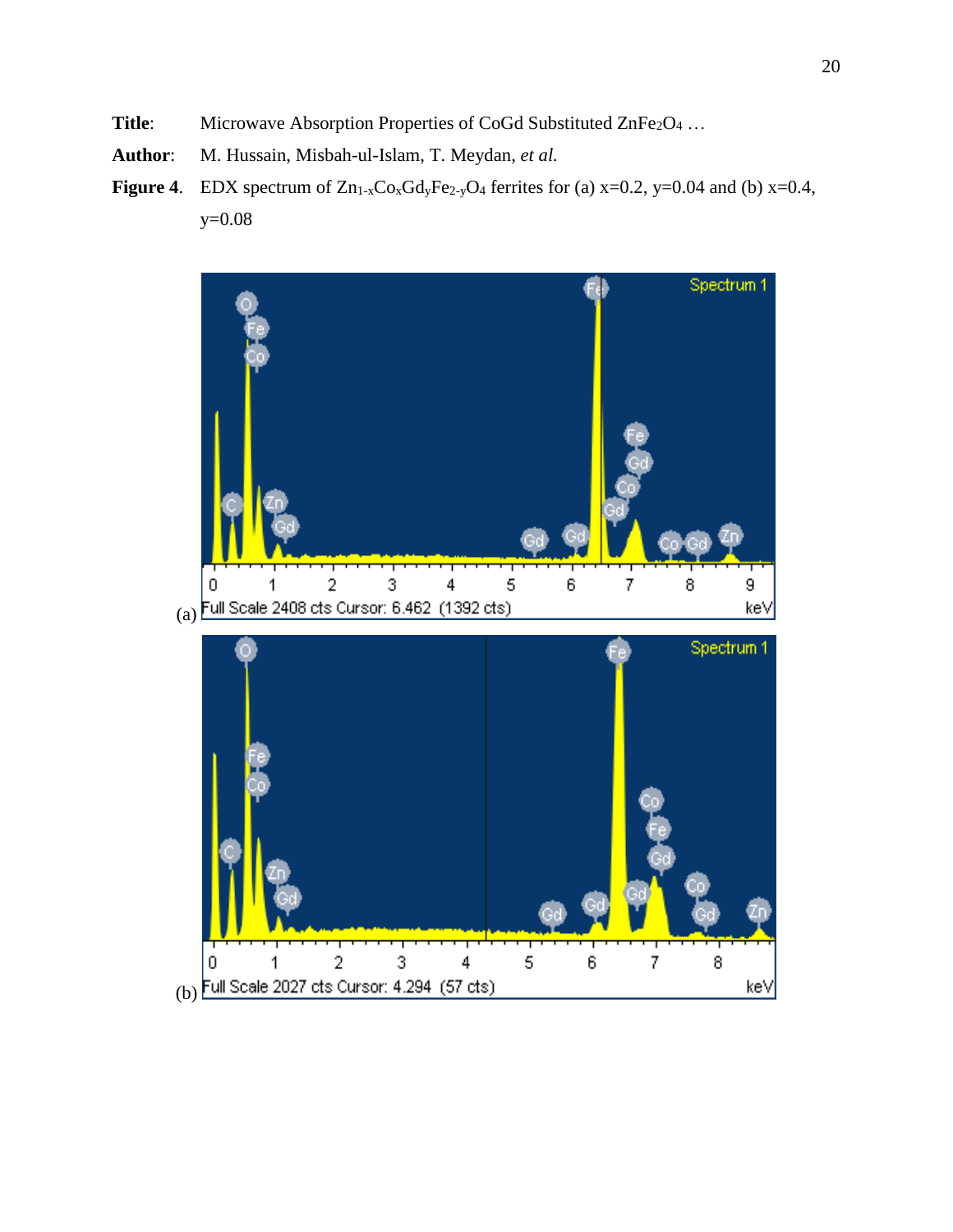**Title**: Microwave Absorption Properties of CoGd Substituted $ZnFe_2O_4$ …

**Author**: M. Hussain, Misbah-ul-Islam, T. Meydan, *et al.*

**Figure 4**. EDX spectrum of $Zn_{1-x}Co_xGd_yFe_{2-y}O_4$ ferrites for (a) x=0.2, y=0.04 and (b) x=0.4, y=0.08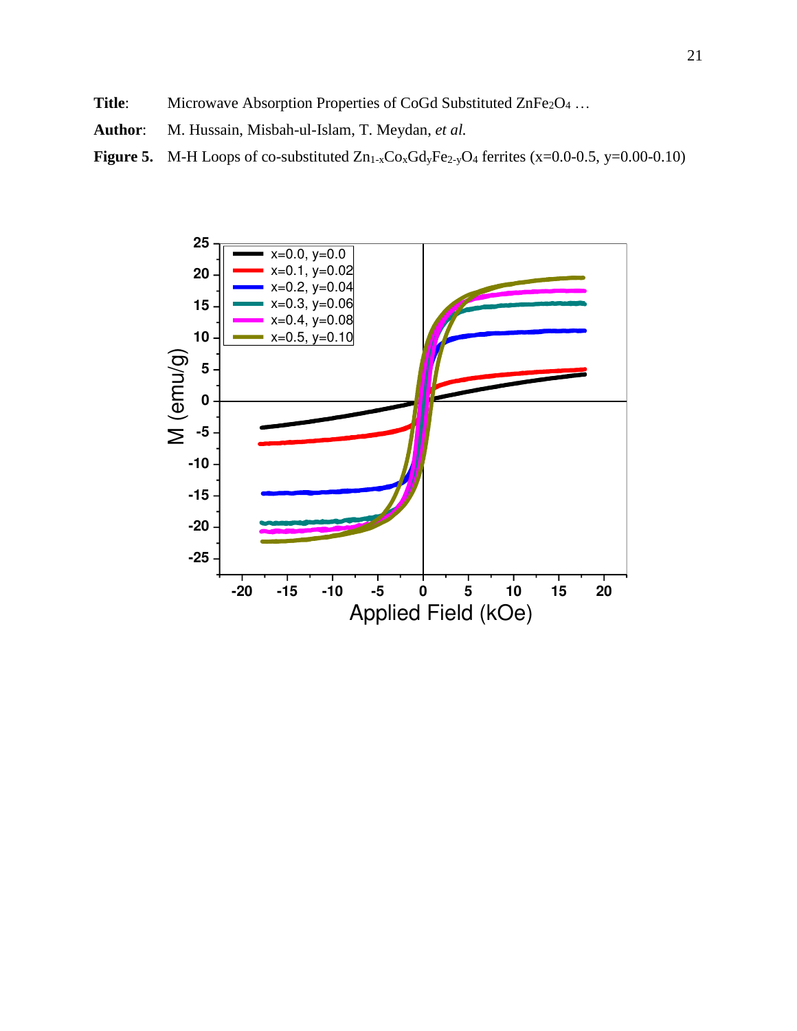**Title**: Microwave Absorption Properties of CoGd Substituted $ZnFe_2O_4$ …

**Author**: M. Hussain, Misbah-ul-Islam, T. Meydan, *et al.*

**Figure 5.** M-H Loops of co-substituted $Zn_{1-x}Co_xGd_yFe_{2-y}O_4$ ferrites (x=0.0-0.5, y=0.00-0.10)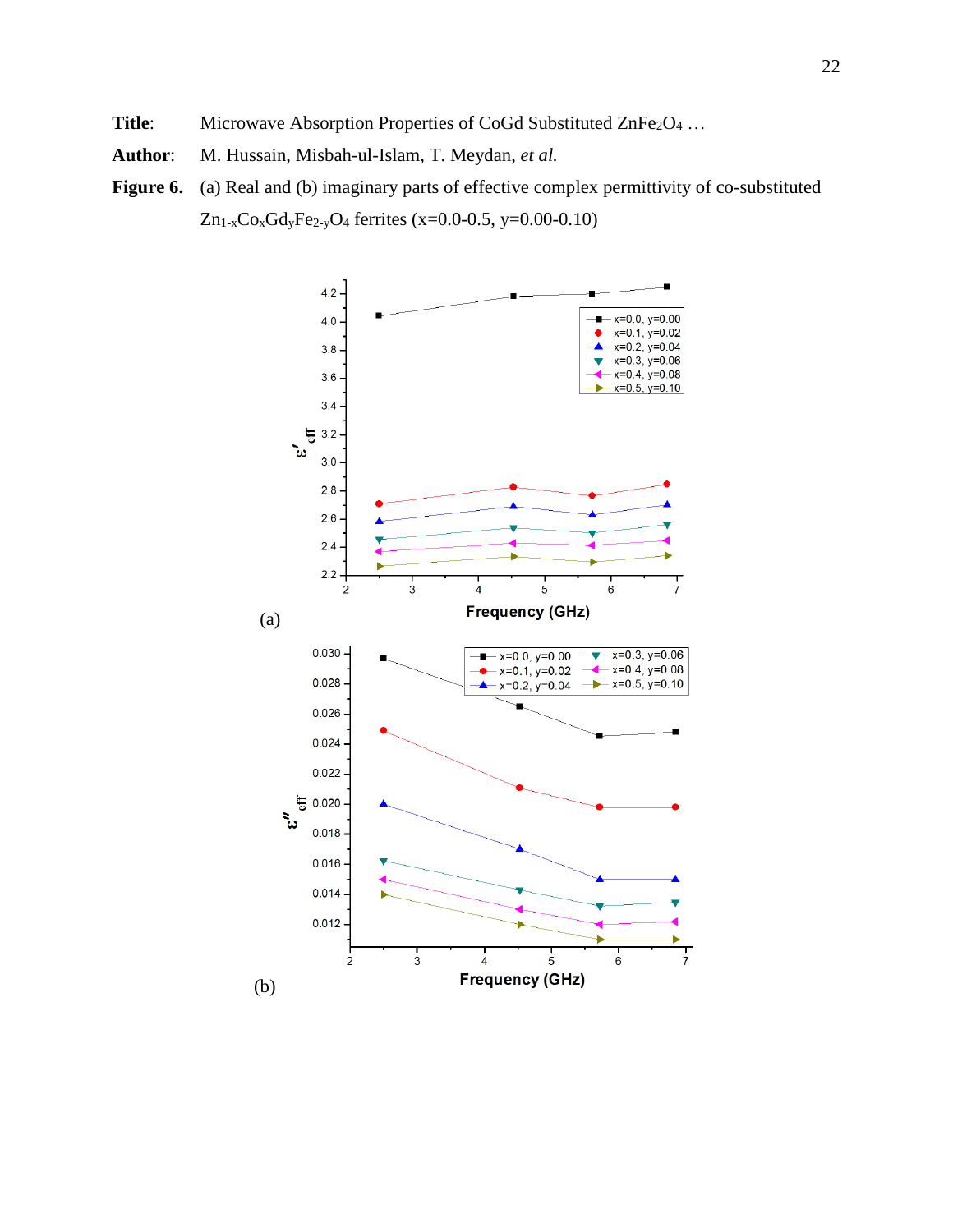**Title**: Microwave Absorption Properties of CoGd Substituted $ZnFe_2O_4$ …

**Author**: M. Hussain, Misbah-ul-Islam, T. Meydan, *et al.*

**Figure 6.** (a) Real and (b) imaginary parts of effective complex permittivity of co-substituted $Zn_{1-x}Co_xGd_yFe_{2-y}O_4$ ferrites (x=0.0-0.5, y=0.00-0.10)

(a)

(b)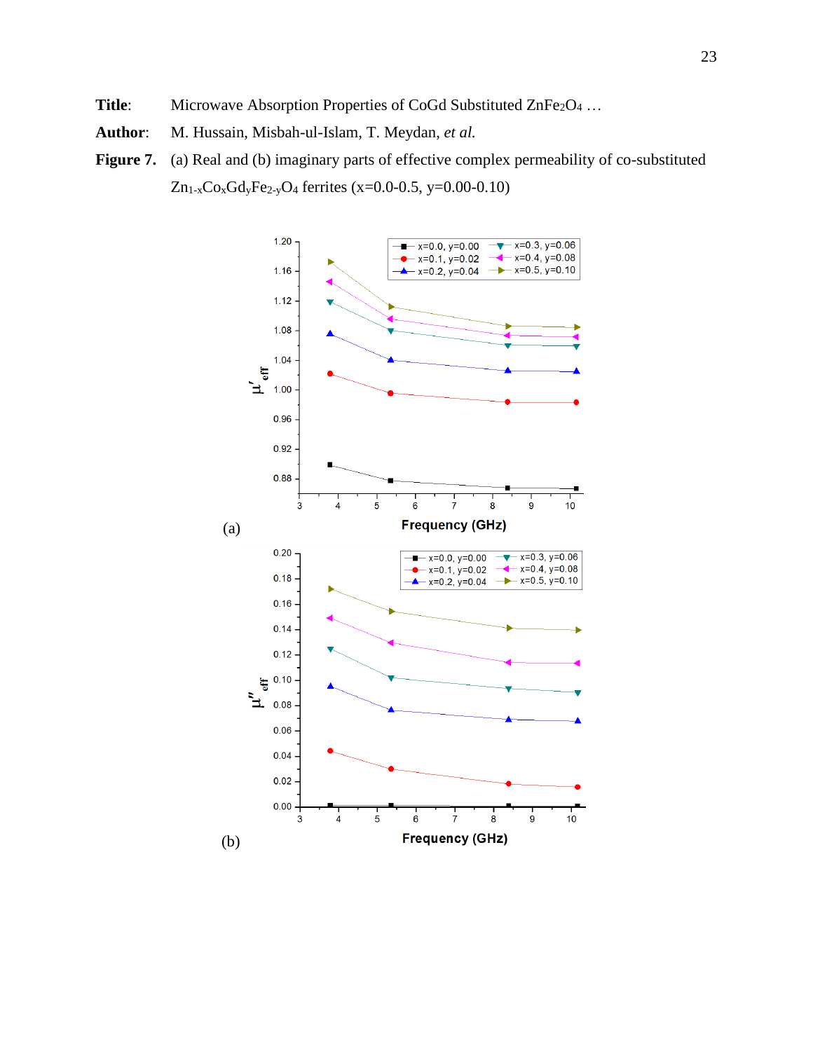**Title**: Microwave Absorption Properties of CoGd Substituted $ZnFe_2O_4$ …

**Author**: M. Hussain, Misbah-ul-Islam, T. Meydan, *et al.*

**Figure 7.** (a) Real and (b) imaginary parts of effective complex permeability of co-substituted $Zn_{1-x}Co_xGd_yFe_{2-y}O_4$ ferrites (x=0.0-0.5, y=0.00-0.10)

(a)

(b)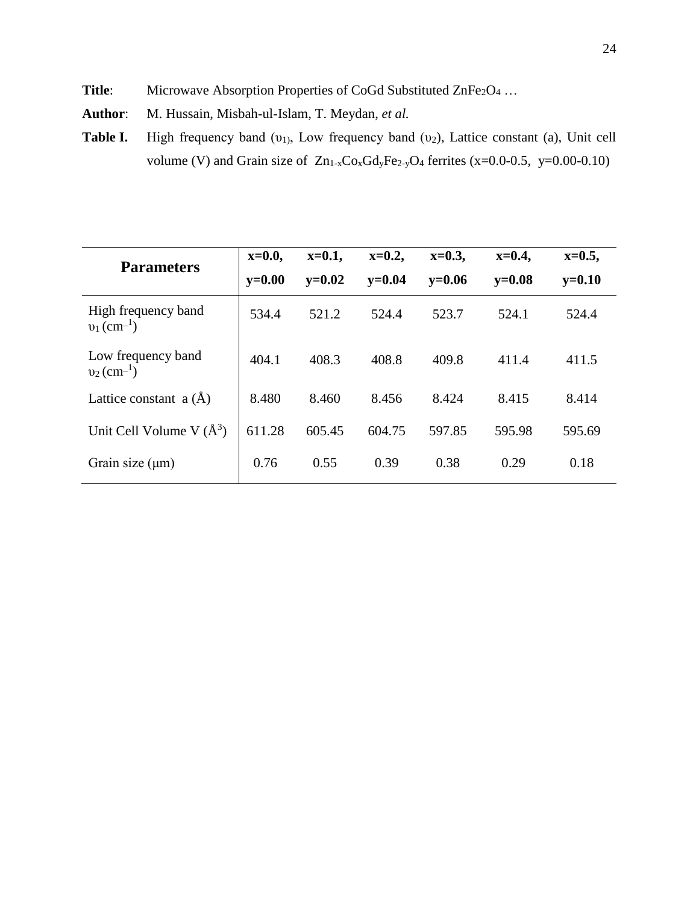**Title**: Microwave Absorption Properties of CoGd Substituted $ZnFe_2O_4$ …

**Author**: M. Hussain, Misbah-ul-Islam, T. Meydan, *et al.*

**Table I.** High frequency band ($\upsilon_1$), Low frequency band ($\upsilon_2$), Lattice constant (a), Unit cell volume (V) and Grain size of $Zn_{1-x}Co_xGd_yFe_{2-y}O_4$ ferrites (x=0.0-0.5, y=0.00-0.10)

| **Parameters** | **x=0.0, y=0.00** | **x=0.1, y=0.02** | **x=0.2, y=0.04** | **x=0.3, y=0.06** | **x=0.4, y=0.08** | **x=0.5, y=0.10** |
|---|---|---|---|---|---|---|
| High frequency band $\upsilon_1$ ($cm^{-1}$) | 534.4 | 521.2 | 524.4 | 523.7 | 524.1 | 524.4 |
| Low frequency band $\upsilon_2$ ($cm^{-1}$) | 404.1 | 408.3 | 408.8 | 409.8 | 411.4 | 411.5 |
| Lattice constant a (Å) | 8.480 | 8.460 | 8.456 | 8.424 | 8.415 | 8.414 |
| Unit Cell Volume V ($Å^3$) | 611.28 | 605.45 | 604.75 | 597.85 | 595.98 | 595.69 |
| Grain size (μm) | 0.76 | 0.55 | 0.39 | 0.38 | 0.29 | 0.18 |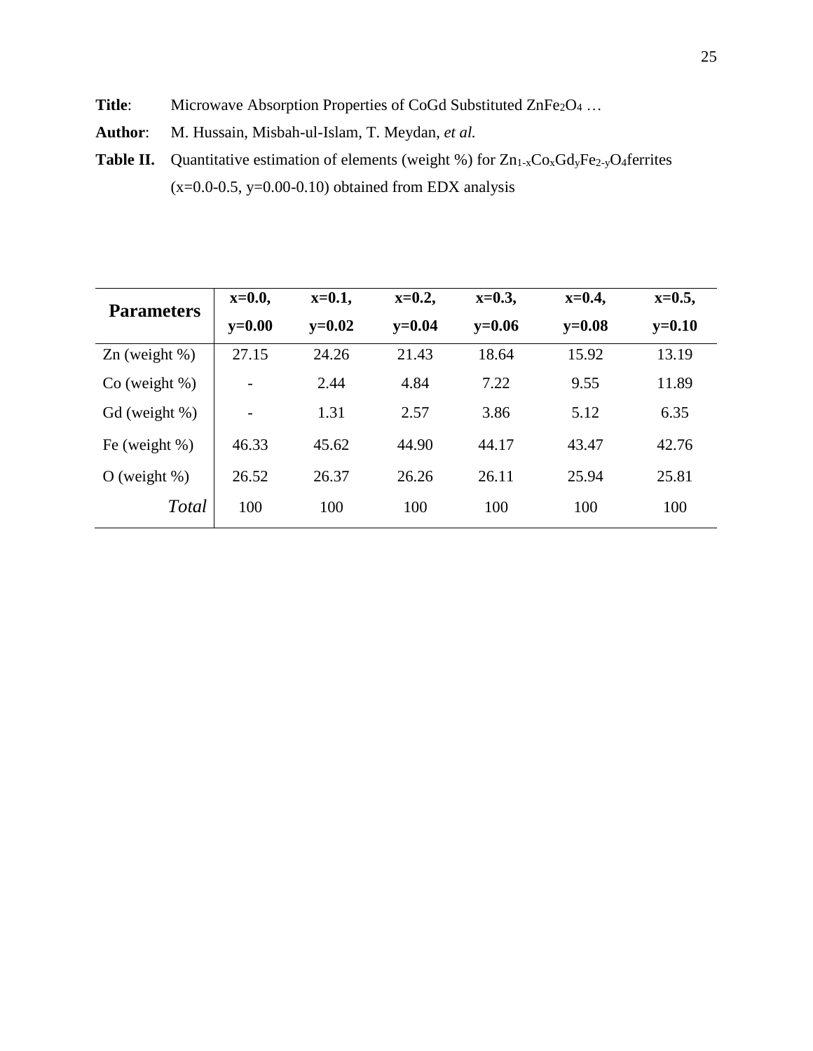**Title**: Microwave Absorption Properties of CoGd Substituted $ZnFe_2O_4$ …

**Author**: M. Hussain, Misbah-ul-Islam, T. Meydan, *et al.*

**Table II.** Quantitative estimation of elements (weight %) for $Zn_{1-x}Co_xGd_yFe_{2-y}O_4$ferrites (x=0.0-0.5, y=0.00-0.10) obtained from EDX analysis

| Parameters | x=0.0, y=0.00 | x=0.1, y=0.02 | x=0.2, y=0.04 | x=0.3, y=0.06 | x=0.4, y=0.08 | x=0.5, y=0.10 |
|---|---|---|---|---|---|---|
| Zn (weight %) | 27.15 | 24.26 | 21.43 | 18.64 | 15.92 | 13.19 |
| Co (weight %) | - | 2.44 | 4.84 | 7.22 | 9.55 | 11.89 |
| Gd (weight %) | - | 1.31 | 2.57 | 3.86 | 5.12 | 6.35 |
| Fe (weight %) | 46.33 | 45.62 | 44.90 | 44.17 | 43.47 | 42.76 |
| O (weight %) | 26.52 | 26.37 | 26.26 | 26.11 | 25.94 | 25.81 |
| *Total* | 100 | 100 | 100 | 100 | 100 | 100 |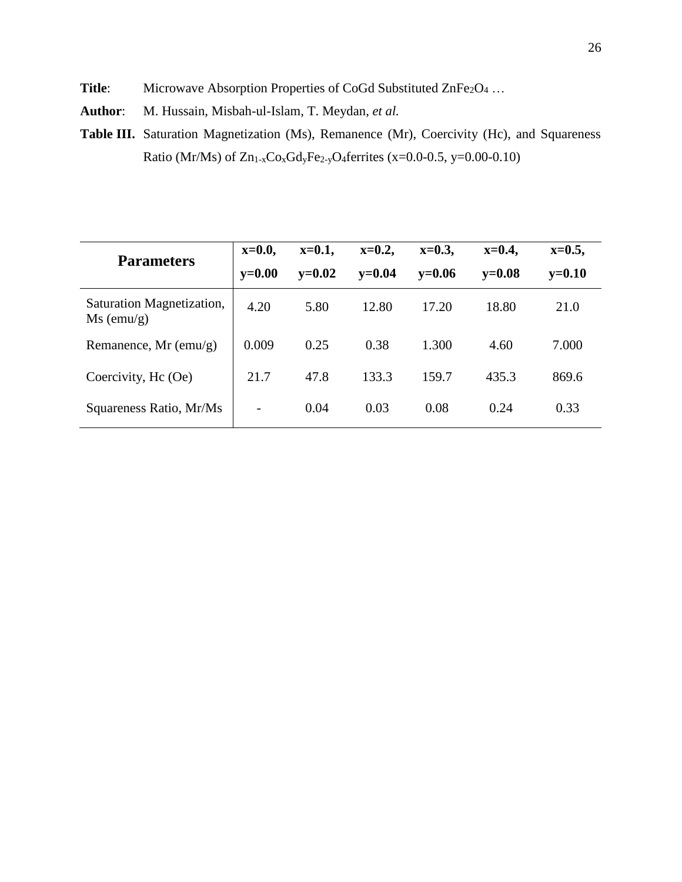**Title**: Microwave Absorption Properties of CoGd Substituted $ZnFe_2O_4$ …

**Author**: M. Hussain, Misbah-ul-Islam, T. Meydan, *et al.*

**Table III.** Saturation Magnetization (Ms), Remanence (Mr), Coercivity (Hc), and Squareness Ratio (Mr/Ms) of $Zn_{1-x}Co_xGd_yFe_{2-y}O_4$ferrites (x=0.0-0.5, y=0.00-0.10)

| **Parameters** | **x=0.0, y=0.00** | **x=0.1, y=0.02** | **x=0.2, y=0.04** | **x=0.3, y=0.06** | **x=0.4, y=0.08** | **x=0.5, y=0.10** |
|---|---|---|---|---|---|---|
| Saturation Magnetization, Ms (emu/g) | 4.20 | 5.80 | 12.80 | 17.20 | 18.80 | 21.0 |
| Remanence, Mr (emu/g) | 0.009 | 0.25 | 0.38 | 1.300 | 4.60 | 7.000 |
| Coercivity, Hc (Oe) | 21.7 | 47.8 | 133.3 | 159.7 | 435.3 | 869.6 |
| Squareness Ratio, Mr/Ms | - | 0.04 | 0.03 | 0.08 | 0.24 | 0.33 |